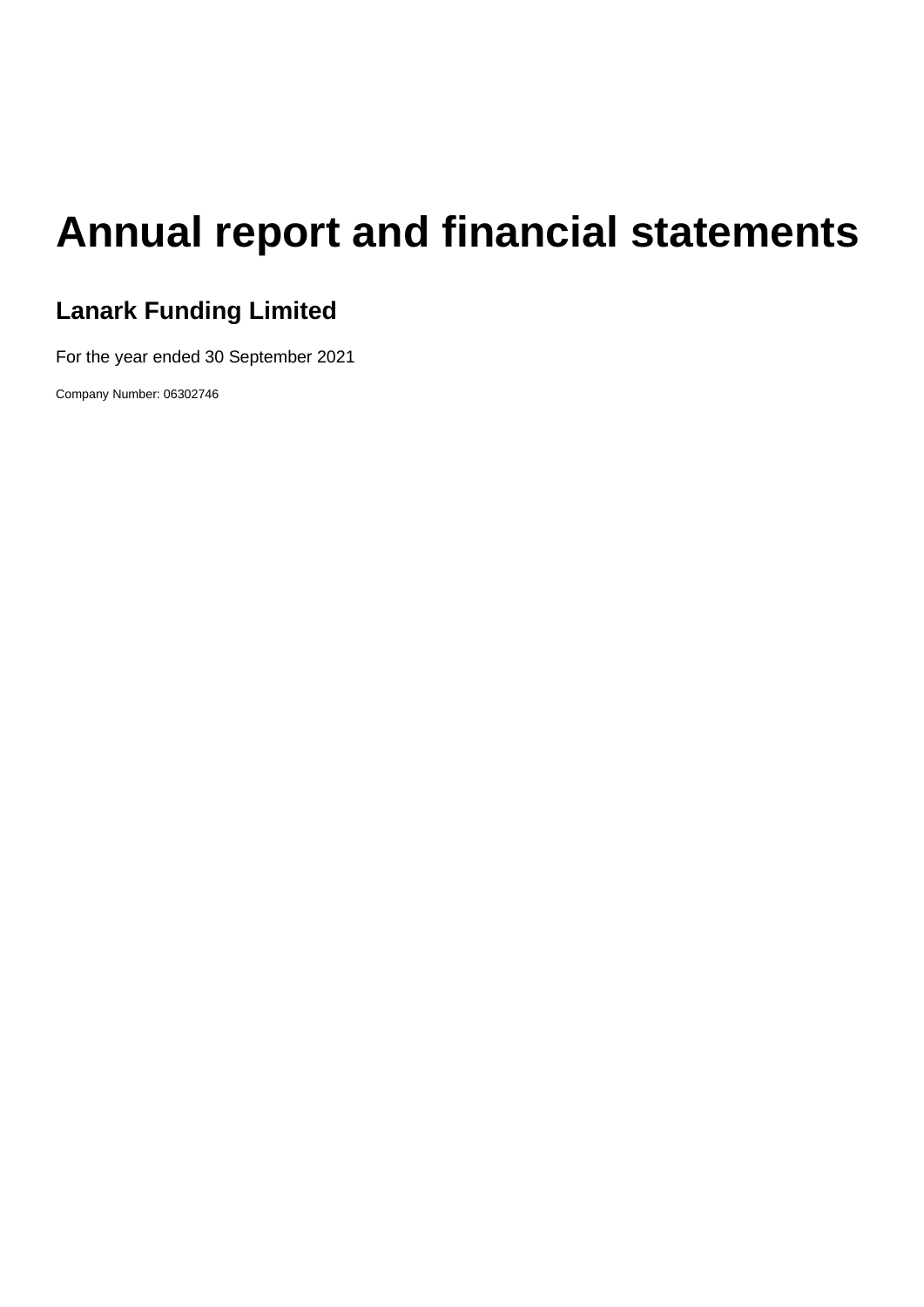# Annual report and financial statements

## Lanark Funding Limited

For the year ended 30 September 2021

Company Number: 06302746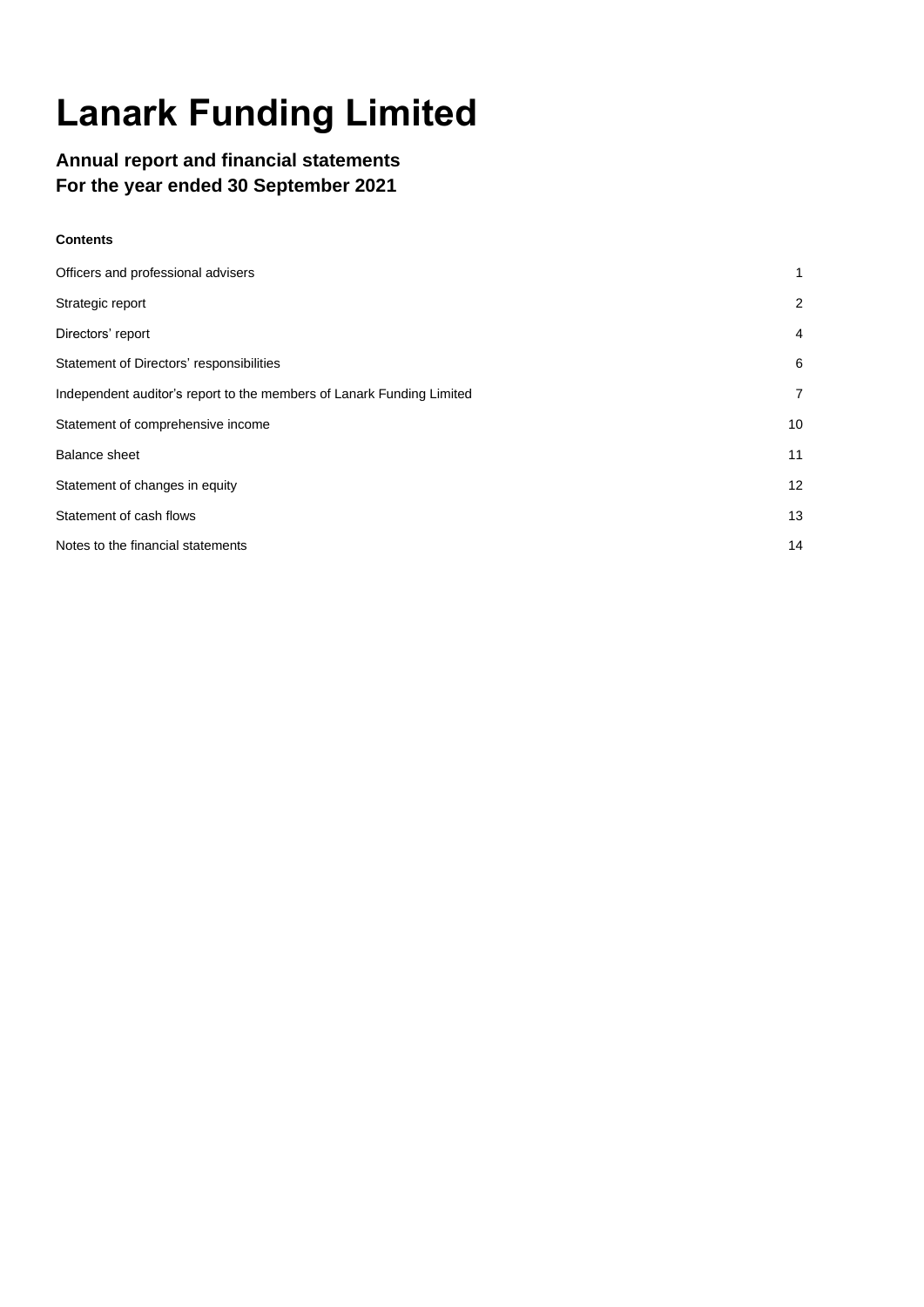# Lanark Funding Limited

## Annual report and financial statements
## For the year ended 30 September 2021

**Contents**

| | |
|---|---|
| Officers and professional advisers | 1 |
| Strategic report | 2 |
| Directors' report | 4 |
| Statement of Directors' responsibilities | 6 |
| Independent auditor's report to the members of Lanark Funding Limited | 7 |
| Statement of comprehensive income | 10 |
| Balance sheet | 11 |
| Statement of changes in equity | 12 |
| Statement of cash flows | 13 |
| Notes to the financial statements | 14 |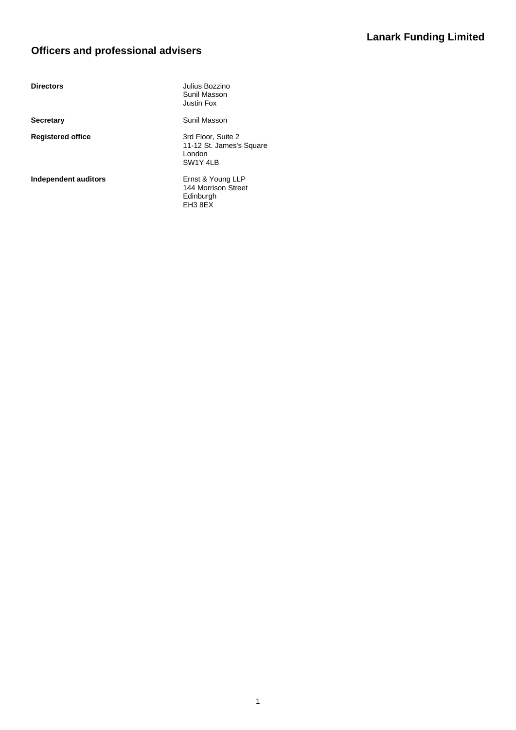# Officers and professional advisers

| | |
|---|---|
| **Directors** | Julius Bozzino<br>Sunil Masson<br>Justin Fox |
| **Secretary** | Sunil Masson |
| **Registered office** | 3rd Floor, Suite 2<br>11-12 St. James's Square<br>London<br>SW1Y 4LB |
| **Independent auditors** | Ernst & Young LLP<br>144 Morrison Street<br>Edinburgh<br>EH3 8EX |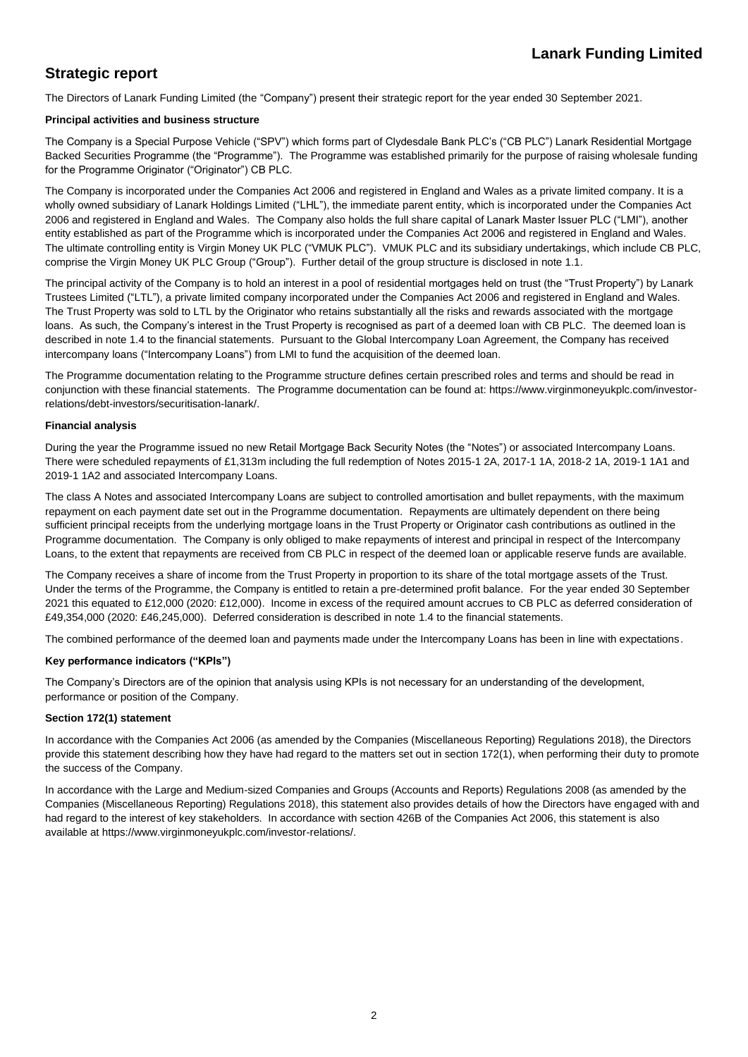## Strategic report

The Directors of Lanark Funding Limited (the "Company") present their strategic report for the year ended 30 September 2021.

**Principal activities and business structure**

The Company is a Special Purpose Vehicle ("SPV") which forms part of Clydesdale Bank PLC's ("CB PLC") Lanark Residential Mortgage Backed Securities Programme (the "Programme"). The Programme was established primarily for the purpose of raising wholesale funding for the Programme Originator ("Originator") CB PLC.

The Company is incorporated under the Companies Act 2006 and registered in England and Wales as a private limited company. It is a wholly owned subsidiary of Lanark Holdings Limited ("LHL"), the immediate parent entity, which is incorporated under the Companies Act 2006 and registered in England and Wales. The Company also holds the full share capital of Lanark Master Issuer PLC ("LMI"), another entity established as part of the Programme which is incorporated under the Companies Act 2006 and registered in England and Wales. The ultimate controlling entity is Virgin Money UK PLC ("VMUK PLC"). VMUK PLC and its subsidiary undertakings, which include CB PLC, comprise the Virgin Money UK PLC Group ("Group"). Further detail of the group structure is disclosed in note 1.1.

The principal activity of the Company is to hold an interest in a pool of residential mortgages held on trust (the "Trust Property") by Lanark Trustees Limited ("LTL"), a private limited company incorporated under the Companies Act 2006 and registered in England and Wales. The Trust Property was sold to LTL by the Originator who retains substantially all the risks and rewards associated with the mortgage loans. As such, the Company's interest in the Trust Property is recognised as part of a deemed loan with CB PLC. The deemed loan is described in note 1.4 to the financial statements. Pursuant to the Global Intercompany Loan Agreement, the Company has received intercompany loans ("Intercompany Loans") from LMI to fund the acquisition of the deemed loan.

The Programme documentation relating to the Programme structure defines certain prescribed roles and terms and should be read in conjunction with these financial statements. The Programme documentation can be found at: https://www.virginmoneyukplc.com/investor-relations/debt-investors/securitisation-lanark/.

**Financial analysis**

During the year the Programme issued no new Retail Mortgage Back Security Notes (the "Notes") or associated Intercompany Loans. There were scheduled repayments of £1,313m including the full redemption of Notes 2015-1 2A, 2017-1 1A, 2018-2 1A, 2019-1 1A1 and 2019-1 1A2 and associated Intercompany Loans.

The class A Notes and associated Intercompany Loans are subject to controlled amortisation and bullet repayments, with the maximum repayment on each payment date set out in the Programme documentation. Repayments are ultimately dependent on there being sufficient principal receipts from the underlying mortgage loans in the Trust Property or Originator cash contributions as outlined in the Programme documentation. The Company is only obliged to make repayments of interest and principal in respect of the Intercompany Loans, to the extent that repayments are received from CB PLC in respect of the deemed loan or applicable reserve funds are available.

The Company receives a share of income from the Trust Property in proportion to its share of the total mortgage assets of the Trust. Under the terms of the Programme, the Company is entitled to retain a pre-determined profit balance. For the year ended 30 September 2021 this equated to £12,000 (2020: £12,000). Income in excess of the required amount accrues to CB PLC as deferred consideration of £49,354,000 (2020: £46,245,000). Deferred consideration is described in note 1.4 to the financial statements.

The combined performance of the deemed loan and payments made under the Intercompany Loans has been in line with expectations.

**Key performance indicators ("KPIs")**

The Company's Directors are of the opinion that analysis using KPIs is not necessary for an understanding of the development, performance or position of the Company.

**Section 172(1) statement**

In accordance with the Companies Act 2006 (as amended by the Companies (Miscellaneous Reporting) Regulations 2018), the Directors provide this statement describing how they have had regard to the matters set out in section 172(1), when performing their duty to promote the success of the Company.

In accordance with the Large and Medium-sized Companies and Groups (Accounts and Reports) Regulations 2008 (as amended by the Companies (Miscellaneous Reporting) Regulations 2018), this statement also provides details of how the Directors have engaged with and had regard to the interest of key stakeholders. In accordance with section 426B of the Companies Act 2006, this statement is also available at https://www.virginmoneyukplc.com/investor-relations/.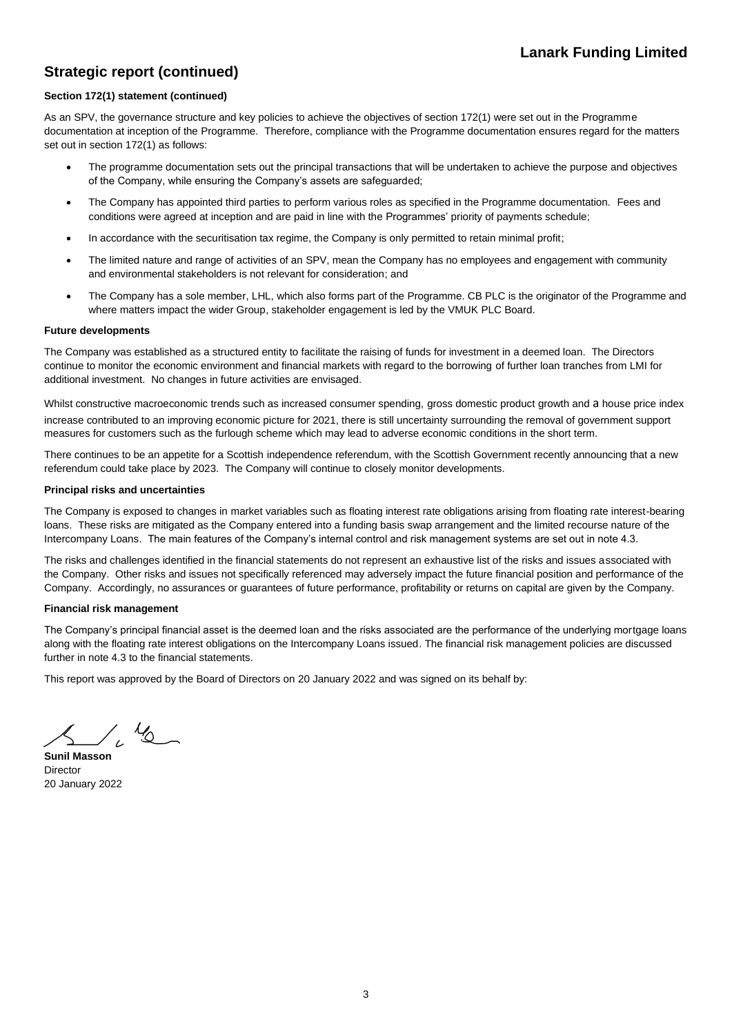## Strategic report (continued)

#### Section 172(1) statement (continued)

As an SPV, the governance structure and key policies to achieve the objectives of section 172(1) were set out in the Programme documentation at inception of the Programme. Therefore, compliance with the Programme documentation ensures regard for the matters set out in section 172(1) as follows:

- The programme documentation sets out the principal transactions that will be undertaken to achieve the purpose and objectives of the Company, while ensuring the Company's assets are safeguarded;
- The Company has appointed third parties to perform various roles as specified in the Programme documentation. Fees and conditions were agreed at inception and are paid in line with the Programmes' priority of payments schedule;
- In accordance with the securitisation tax regime, the Company is only permitted to retain minimal profit;
- The limited nature and range of activities of an SPV, mean the Company has no employees and engagement with community and environmental stakeholders is not relevant for consideration; and
- The Company has a sole member, LHL, which also forms part of the Programme. CB PLC is the originator of the Programme and where matters impact the wider Group, stakeholder engagement is led by the VMUK PLC Board.

#### Future developments

The Company was established as a structured entity to facilitate the raising of funds for investment in a deemed loan. The Directors continue to monitor the economic environment and financial markets with regard to the borrowing of further loan tranches from LMI for additional investment. No changes in future activities are envisaged.

Whilst constructive macroeconomic trends such as increased consumer spending, gross domestic product growth and a house price index increase contributed to an improving economic picture for 2021, there is still uncertainty surrounding the removal of government support measures for customers such as the furlough scheme which may lead to adverse economic conditions in the short term.

There continues to be an appetite for a Scottish independence referendum, with the Scottish Government recently announcing that a new referendum could take place by 2023. The Company will continue to closely monitor developments.

#### Principal risks and uncertainties

The Company is exposed to changes in market variables such as floating interest rate obligations arising from floating rate interest-bearing loans. These risks are mitigated as the Company entered into a funding basis swap arrangement and the limited recourse nature of the Intercompany Loans. The main features of the Company's internal control and risk management systems are set out in note 4.3.

The risks and challenges identified in the financial statements do not represent an exhaustive list of the risks and issues associated with the Company. Other risks and issues not specifically referenced may adversely impact the future financial position and performance of the Company. Accordingly, no assurances or guarantees of future performance, profitability or returns on capital are given by the Company.

#### Financial risk management

The Company's principal financial asset is the deemed loan and the risks associated are the performance of the underlying mortgage loans along with the floating rate interest obligations on the Intercompany Loans issued. The financial risk management policies are discussed further in note 4.3 to the financial statements.

This report was approved by the Board of Directors on 20 January 2022 and was signed on its behalf by:

**Sunil Masson**
Director
20 January 2022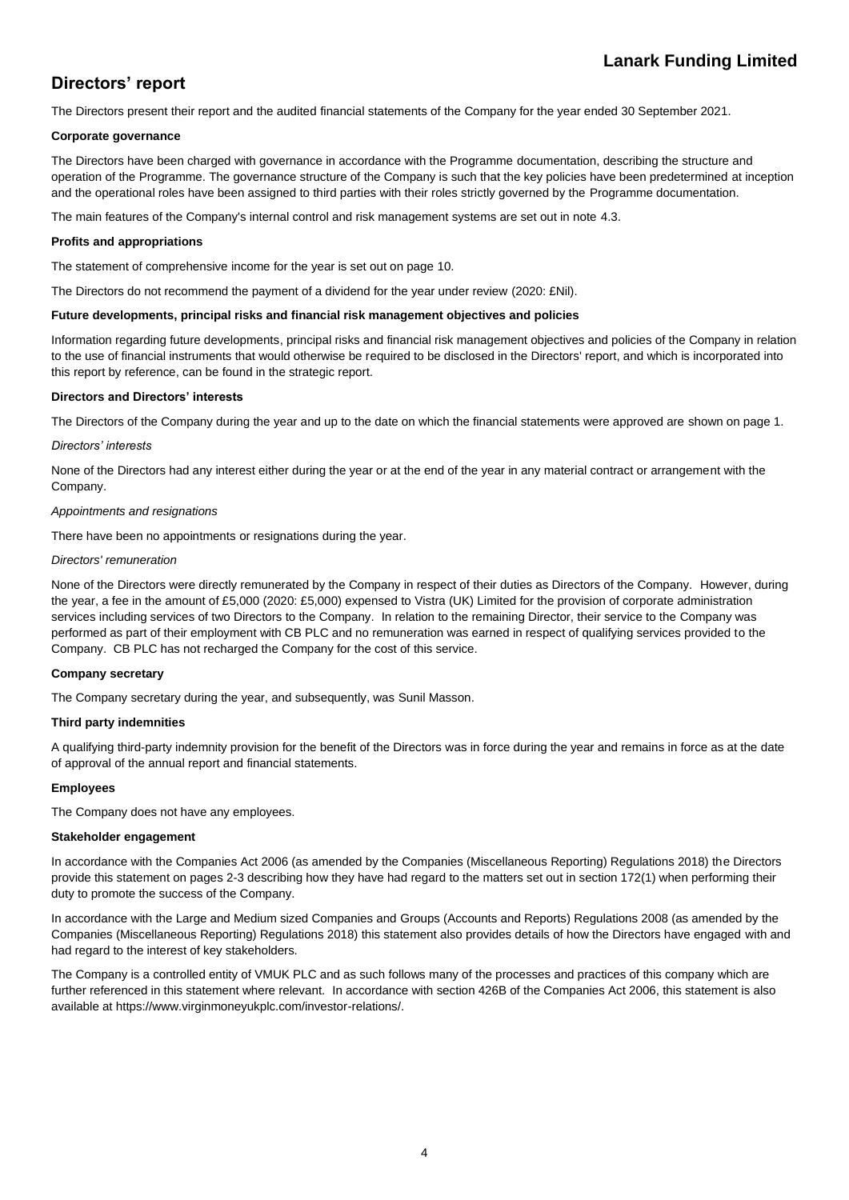# Directors' report

The Directors present their report and the audited financial statements of the Company for the year ended 30 September 2021.

### Corporate governance

The Directors have been charged with governance in accordance with the Programme documentation, describing the structure and operation of the Programme. The governance structure of the Company is such that the key policies have been predetermined at inception and the operational roles have been assigned to third parties with their roles strictly governed by the Programme documentation.

The main features of the Company's internal control and risk management systems are set out in note 4.3.

### Profits and appropriations

The statement of comprehensive income for the year is set out on page 10.

The Directors do not recommend the payment of a dividend for the year under review (2020: £Nil).

### Future developments, principal risks and financial risk management objectives and policies

Information regarding future developments, principal risks and financial risk management objectives and policies of the Company in relation to the use of financial instruments that would otherwise be required to be disclosed in the Directors' report, and which is incorporated into this report by reference, can be found in the strategic report.

### Directors and Directors' interests

The Directors of the Company during the year and up to the date on which the financial statements were approved are shown on page 1.

*Directors' interests*

None of the Directors had any interest either during the year or at the end of the year in any material contract or arrangement with the Company.

*Appointments and resignations*

There have been no appointments or resignations during the year.

*Directors' remuneration*

None of the Directors were directly remunerated by the Company in respect of their duties as Directors of the Company. However, during the year, a fee in the amount of £5,000 (2020: £5,000) expensed to Vistra (UK) Limited for the provision of corporate administration services including services of two Directors to the Company. In relation to the remaining Director, their service to the Company was performed as part of their employment with CB PLC and no remuneration was earned in respect of qualifying services provided to the Company. CB PLC has not recharged the Company for the cost of this service.

### Company secretary

The Company secretary during the year, and subsequently, was Sunil Masson.

### Third party indemnities

A qualifying third-party indemnity provision for the benefit of the Directors was in force during the year and remains in force as at the date of approval of the annual report and financial statements.

### Employees

The Company does not have any employees.

### Stakeholder engagement

In accordance with the Companies Act 2006 (as amended by the Companies (Miscellaneous Reporting) Regulations 2018) the Directors provide this statement on pages 2-3 describing how they have had regard to the matters set out in section 172(1) when performing their duty to promote the success of the Company.

In accordance with the Large and Medium sized Companies and Groups (Accounts and Reports) Regulations 2008 (as amended by the Companies (Miscellaneous Reporting) Regulations 2018) this statement also provides details of how the Directors have engaged with and had regard to the interest of key stakeholders.

The Company is a controlled entity of VMUK PLC and as such follows many of the processes and practices of this company which are further referenced in this statement where relevant. In accordance with section 426B of the Companies Act 2006, this statement is also available at https://www.virginmoneyukplc.com/investor-relations/.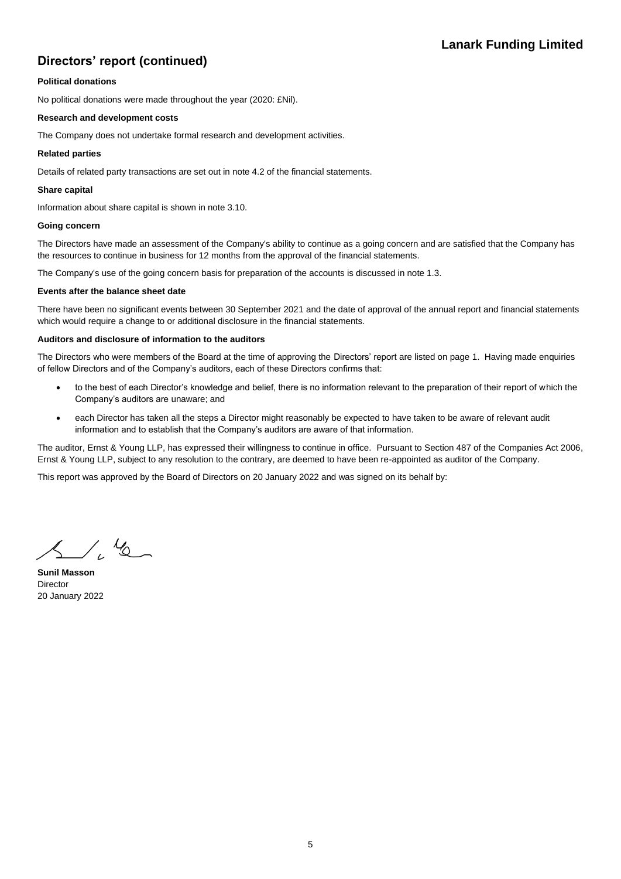## Directors' report (continued)

**Political donations**

No political donations were made throughout the year (2020: £Nil).

**Research and development costs**

The Company does not undertake formal research and development activities.

**Related parties**

Details of related party transactions are set out in note 4.2 of the financial statements.

**Share capital**

Information about share capital is shown in note 3.10.

**Going concern**

The Directors have made an assessment of the Company's ability to continue as a going concern and are satisfied that the Company has the resources to continue in business for 12 months from the approval of the financial statements.

The Company's use of the going concern basis for preparation of the accounts is discussed in note 1.3.

**Events after the balance sheet date**

There have been no significant events between 30 September 2021 and the date of approval of the annual report and financial statements which would require a change to or additional disclosure in the financial statements.

**Auditors and disclosure of information to the auditors**

The Directors who were members of the Board at the time of approving the Directors' report are listed on page 1. Having made enquiries of fellow Directors and of the Company's auditors, each of these Directors confirms that:

- to the best of each Director's knowledge and belief, there is no information relevant to the preparation of their report of which the Company's auditors are unaware; and
- each Director has taken all the steps a Director might reasonably be expected to have taken to be aware of relevant audit information and to establish that the Company's auditors are aware of that information.

The auditor, Ernst & Young LLP, has expressed their willingness to continue in office. Pursuant to Section 487 of the Companies Act 2006, Ernst & Young LLP, subject to any resolution to the contrary, are deemed to have been re-appointed as auditor of the Company.

This report was approved by the Board of Directors on 20 January 2022 and was signed on its behalf by:

**Sunil Masson**
Director
20 January 2022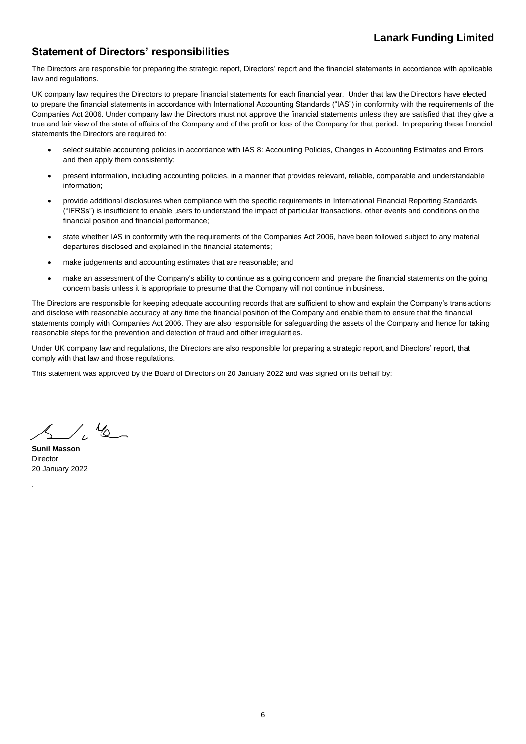## Statement of Directors' responsibilities

The Directors are responsible for preparing the strategic report, Directors' report and the financial statements in accordance with applicable law and regulations.

UK company law requires the Directors to prepare financial statements for each financial year. Under that law the Directors have elected to prepare the financial statements in accordance with International Accounting Standards ("IAS") in conformity with the requirements of the Companies Act 2006. Under company law the Directors must not approve the financial statements unless they are satisfied that they give a true and fair view of the state of affairs of the Company and of the profit or loss of the Company for that period. In preparing these financial statements the Directors are required to:

- select suitable accounting policies in accordance with IAS 8: Accounting Policies, Changes in Accounting Estimates and Errors and then apply them consistently;
- present information, including accounting policies, in a manner that provides relevant, reliable, comparable and understandable information;
- provide additional disclosures when compliance with the specific requirements in International Financial Reporting Standards ("IFRSs") is insufficient to enable users to understand the impact of particular transactions, other events and conditions on the financial position and financial performance;
- state whether IAS in conformity with the requirements of the Companies Act 2006, have been followed subject to any material departures disclosed and explained in the financial statements;
- make judgements and accounting estimates that are reasonable; and
- make an assessment of the Company's ability to continue as a going concern and prepare the financial statements on the going concern basis unless it is appropriate to presume that the Company will not continue in business.

The Directors are responsible for keeping adequate accounting records that are sufficient to show and explain the Company's transactions and disclose with reasonable accuracy at any time the financial position of the Company and enable them to ensure that the financial statements comply with Companies Act 2006. They are also responsible for safeguarding the assets of the Company and hence for taking reasonable steps for the prevention and detection of fraud and other irregularities.

Under UK company law and regulations, the Directors are also responsible for preparing a strategic report,and Directors' report, that comply with that law and those regulations.

This statement was approved by the Board of Directors on 20 January 2022 and was signed on its behalf by:

**Sunil Masson**
Director
20 January 2022

.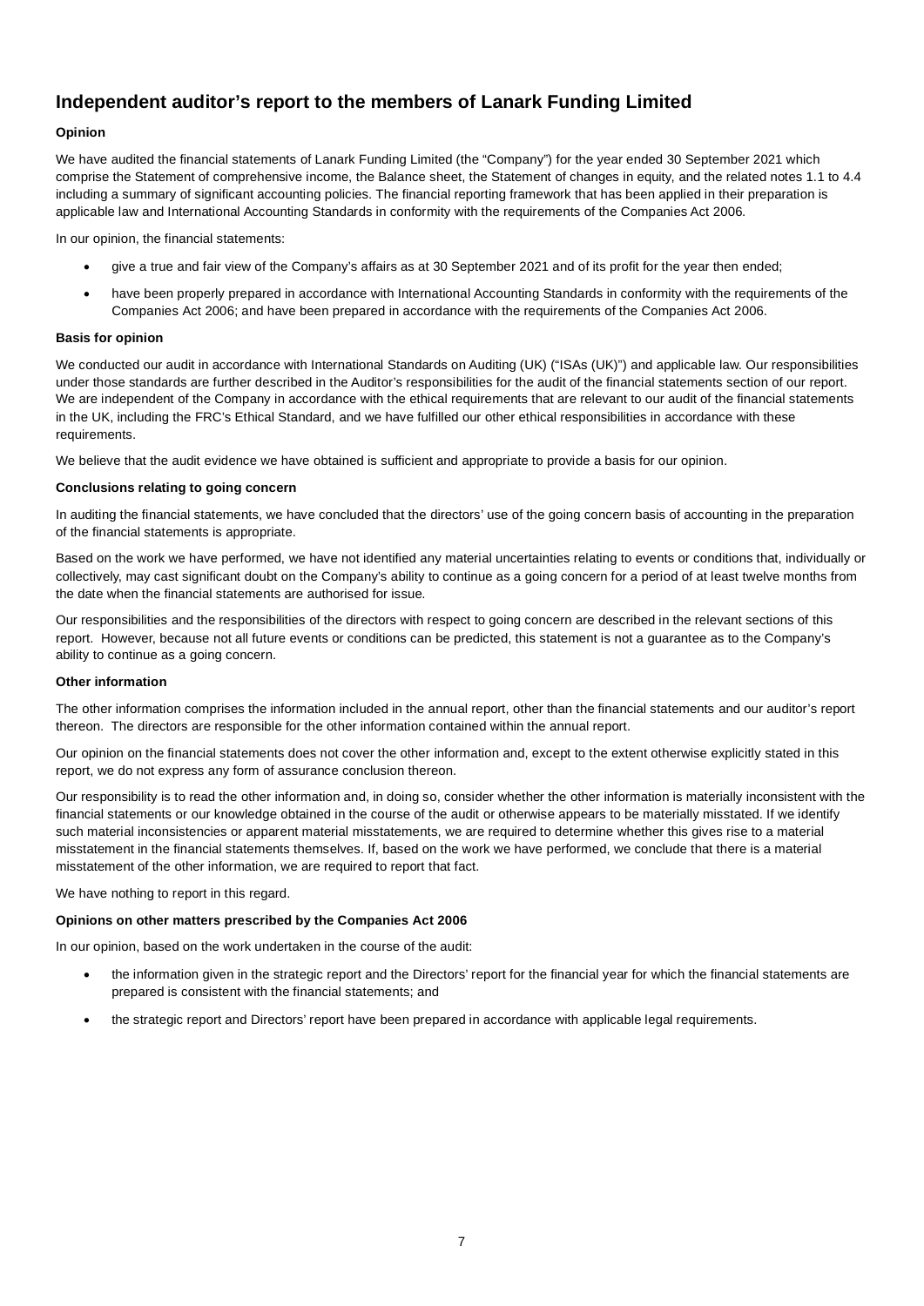# Independent auditor's report to the members of Lanark Funding Limited

### Opinion

We have audited the financial statements of Lanark Funding Limited (the "Company") for the year ended 30 September 2021 which comprise the Statement of comprehensive income, the Balance sheet, the Statement of changes in equity, and the related notes 1.1 to 4.4 including a summary of significant accounting policies. The financial reporting framework that has been applied in their preparation is applicable law and International Accounting Standards in conformity with the requirements of the Companies Act 2006.

In our opinion, the financial statements:

- give a true and fair view of the Company's affairs as at 30 September 2021 and of its profit for the year then ended;
- have been properly prepared in accordance with International Accounting Standards in conformity with the requirements of the Companies Act 2006; and have been prepared in accordance with the requirements of the Companies Act 2006.

### Basis for opinion

We conducted our audit in accordance with International Standards on Auditing (UK) ("ISAs (UK)") and applicable law. Our responsibilities under those standards are further described in the Auditor's responsibilities for the audit of the financial statements section of our report. We are independent of the Company in accordance with the ethical requirements that are relevant to our audit of the financial statements in the UK, including the FRC's Ethical Standard, and we have fulfilled our other ethical responsibilities in accordance with these requirements.

We believe that the audit evidence we have obtained is sufficient and appropriate to provide a basis for our opinion.

### Conclusions relating to going concern

In auditing the financial statements, we have concluded that the directors' use of the going concern basis of accounting in the preparation of the financial statements is appropriate.

Based on the work we have performed, we have not identified any material uncertainties relating to events or conditions that, individually or collectively, may cast significant doubt on the Company's ability to continue as a going concern for a period of at least twelve months from the date when the financial statements are authorised for issue.

Our responsibilities and the responsibilities of the directors with respect to going concern are described in the relevant sections of this report. However, because not all future events or conditions can be predicted, this statement is not a guarantee as to the Company's ability to continue as a going concern.

### Other information

The other information comprises the information included in the annual report, other than the financial statements and our auditor's report thereon. The directors are responsible for the other information contained within the annual report.

Our opinion on the financial statements does not cover the other information and, except to the extent otherwise explicitly stated in this report, we do not express any form of assurance conclusion thereon.

Our responsibility is to read the other information and, in doing so, consider whether the other information is materially inconsistent with the financial statements or our knowledge obtained in the course of the audit or otherwise appears to be materially misstated. If we identify such material inconsistencies or apparent material misstatements, we are required to determine whether this gives rise to a material misstatement in the financial statements themselves. If, based on the work we have performed, we conclude that there is a material misstatement of the other information, we are required to report that fact.

We have nothing to report in this regard.

### Opinions on other matters prescribed by the Companies Act 2006

In our opinion, based on the work undertaken in the course of the audit:

- the information given in the strategic report and the Directors' report for the financial year for which the financial statements are prepared is consistent with the financial statements; and
- the strategic report and Directors' report have been prepared in accordance with applicable legal requirements.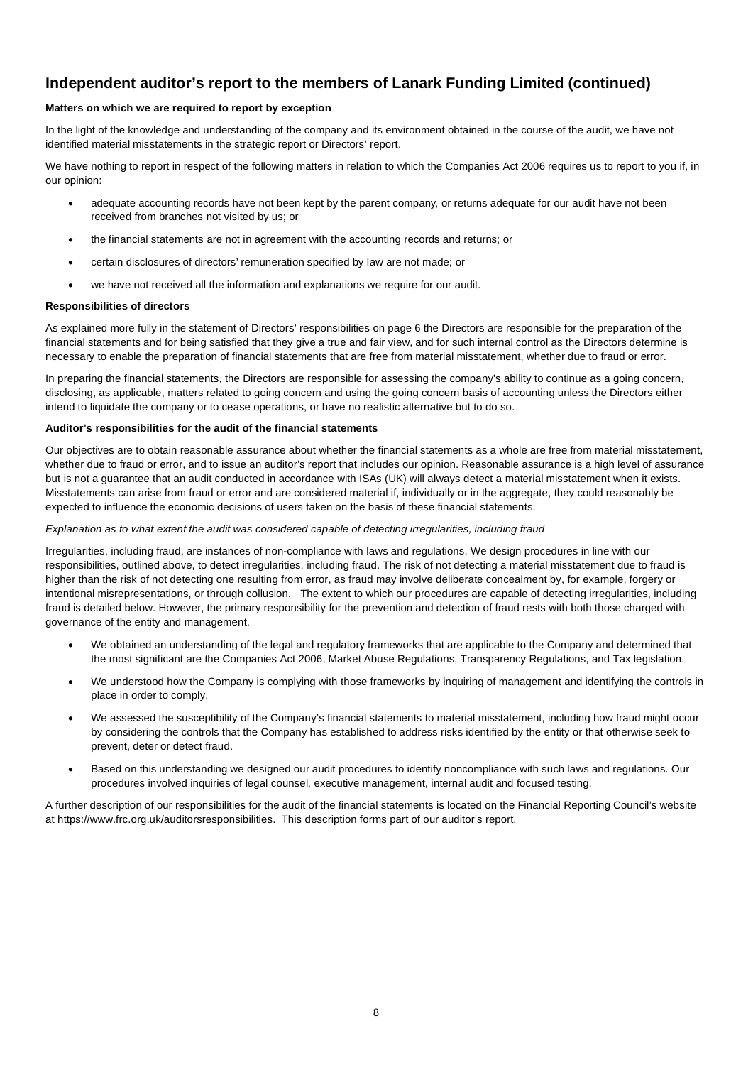## Independent auditor's report to the members of Lanark Funding Limited (continued)

**Matters on which we are required to report by exception**

In the light of the knowledge and understanding of the company and its environment obtained in the course of the audit, we have not identified material misstatements in the strategic report or Directors' report.

We have nothing to report in respect of the following matters in relation to which the Companies Act 2006 requires us to report to you if, in our opinion:

- adequate accounting records have not been kept by the parent company, or returns adequate for our audit have not been received from branches not visited by us; or
- the financial statements are not in agreement with the accounting records and returns; or
- certain disclosures of directors' remuneration specified by law are not made; or
- we have not received all the information and explanations we require for our audit.

**Responsibilities of directors**

As explained more fully in the statement of Directors' responsibilities on page 6 the Directors are responsible for the preparation of the financial statements and for being satisfied that they give a true and fair view, and for such internal control as the Directors determine is necessary to enable the preparation of financial statements that are free from material misstatement, whether due to fraud or error.

In preparing the financial statements, the Directors are responsible for assessing the company's ability to continue as a going concern, disclosing, as applicable, matters related to going concern and using the going concern basis of accounting unless the Directors either intend to liquidate the company or to cease operations, or have no realistic alternative but to do so.

**Auditor's responsibilities for the audit of the financial statements**

Our objectives are to obtain reasonable assurance about whether the financial statements as a whole are free from material misstatement, whether due to fraud or error, and to issue an auditor's report that includes our opinion. Reasonable assurance is a high level of assurance but is not a guarantee that an audit conducted in accordance with ISAs (UK) will always detect a material misstatement when it exists. Misstatements can arise from fraud or error and are considered material if, individually or in the aggregate, they could reasonably be expected to influence the economic decisions of users taken on the basis of these financial statements.

*Explanation as to what extent the audit was considered capable of detecting irregularities, including fraud*

Irregularities, including fraud, are instances of non-compliance with laws and regulations. We design procedures in line with our responsibilities, outlined above, to detect irregularities, including fraud. The risk of not detecting a material misstatement due to fraud is higher than the risk of not detecting one resulting from error, as fraud may involve deliberate concealment by, for example, forgery or intentional misrepresentations, or through collusion. The extent to which our procedures are capable of detecting irregularities, including fraud is detailed below. However, the primary responsibility for the prevention and detection of fraud rests with both those charged with governance of the entity and management.

- We obtained an understanding of the legal and regulatory frameworks that are applicable to the Company and determined that the most significant are the Companies Act 2006, Market Abuse Regulations, Transparency Regulations, and Tax legislation.
- We understood how the Company is complying with those frameworks by inquiring of management and identifying the controls in place in order to comply.
- We assessed the susceptibility of the Company's financial statements to material misstatement, including how fraud might occur by considering the controls that the Company has established to address risks identified by the entity or that otherwise seek to prevent, deter or detect fraud.
- Based on this understanding we designed our audit procedures to identify noncompliance with such laws and regulations. Our procedures involved inquiries of legal counsel, executive management, internal audit and focused testing.

A further description of our responsibilities for the audit of the financial statements is located on the Financial Reporting Council's website at https://www.frc.org.uk/auditorsresponsibilities. This description forms part of our auditor's report.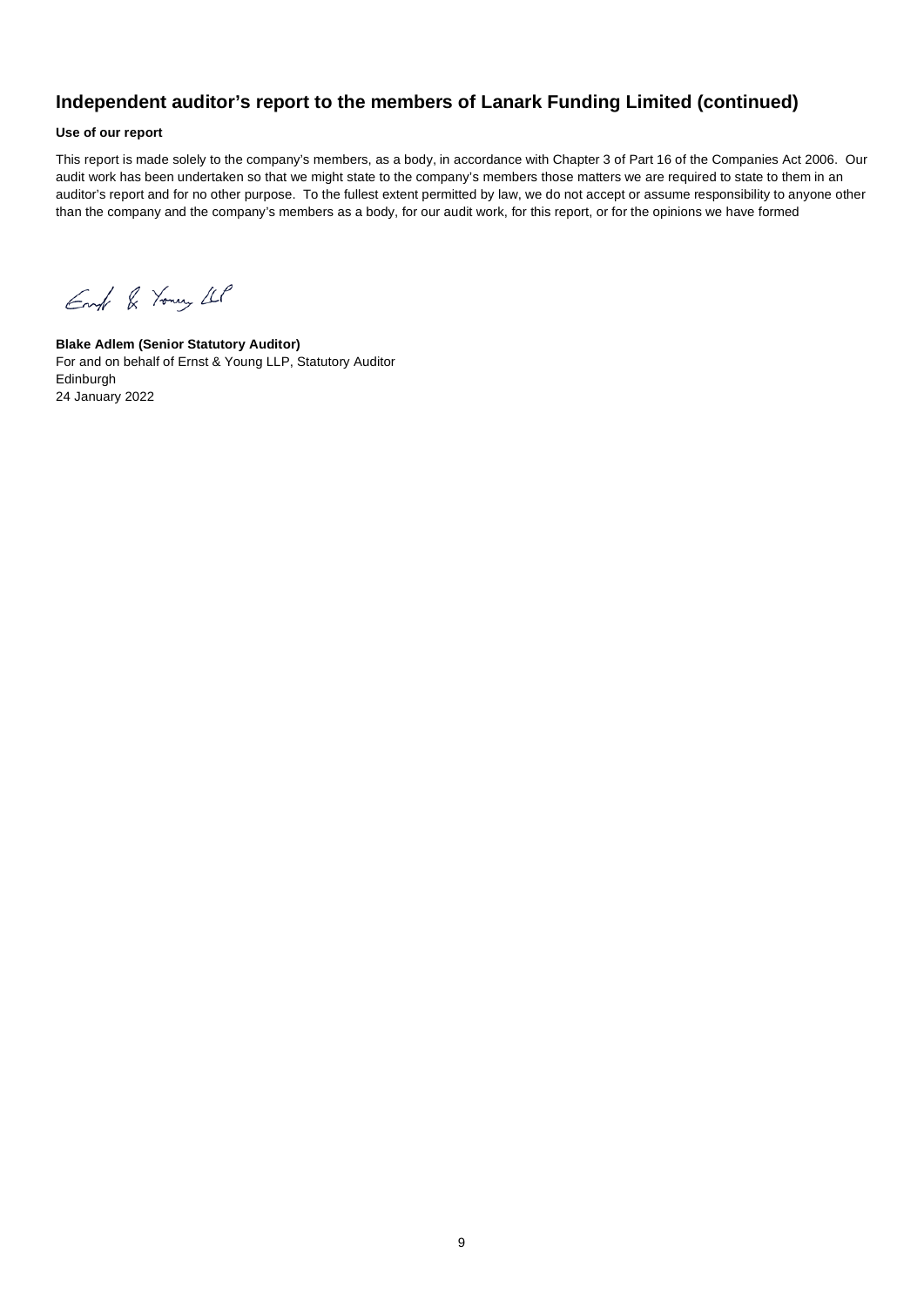## Independent auditor's report to the members of Lanark Funding Limited (continued)

**Use of our report**

This report is made solely to the company's members, as a body, in accordance with Chapter 3 of Part 16 of the Companies Act 2006. Our audit work has been undertaken so that we might state to the company's members those matters we are required to state to them in an auditor's report and for no other purpose. To the fullest extent permitted by law, we do not accept or assume responsibility to anyone other than the company and the company's members as a body, for our audit work, for this report, or for the opinions we have formed

Ernst & Young LLP

**Blake Adlem (Senior Statutory Auditor)**
For and on behalf of Ernst & Young LLP, Statutory Auditor
Edinburgh
24 January 2022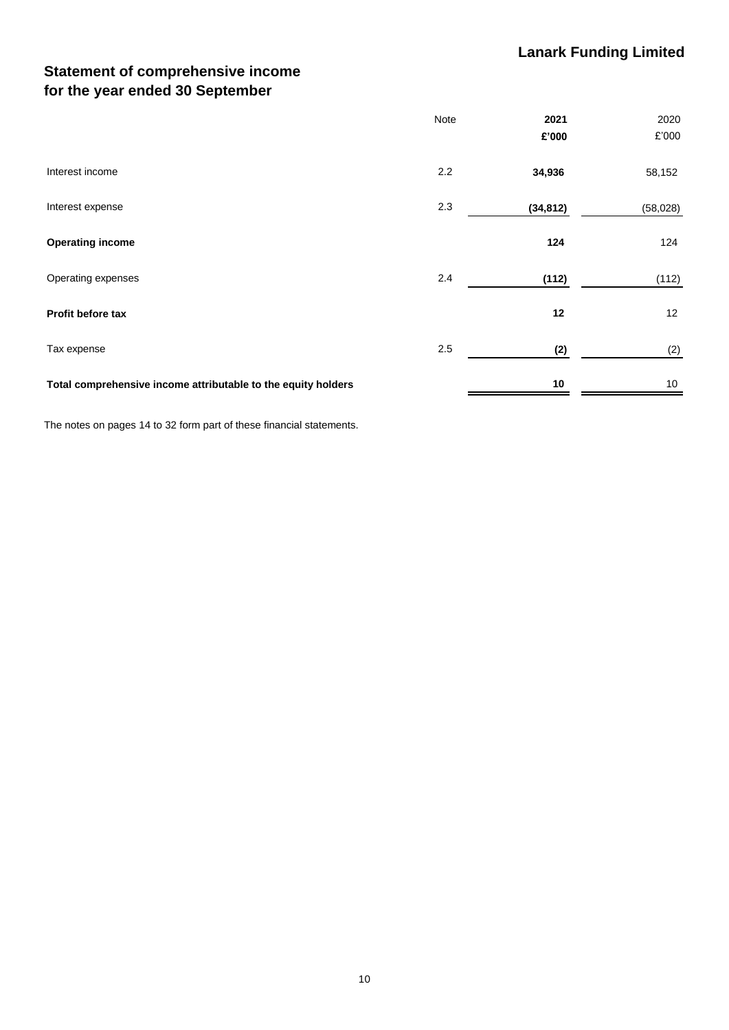**Lanark Funding Limited**

## Statement of comprehensive income
## for the year ended 30 September

| | Note | 2021<br>£'000 | 2020<br>£'000 |
|---|---|---|---|
| Interest income | 2.2 | **34,936** | 58,152 |
| Interest expense | 2.3 | **(34,812)** | (58,028) |
| **Operating income** | | **124** | 124 |
| Operating expenses | 2.4 | **(112)** | (112) |
| **Profit before tax** | | **12** | 12 |
| Tax expense | 2.5 | **(2)** | (2) |
| **Total comprehensive income attributable to the equity holders** | | **10** | 10 |

The notes on pages 14 to 32 form part of these financial statements.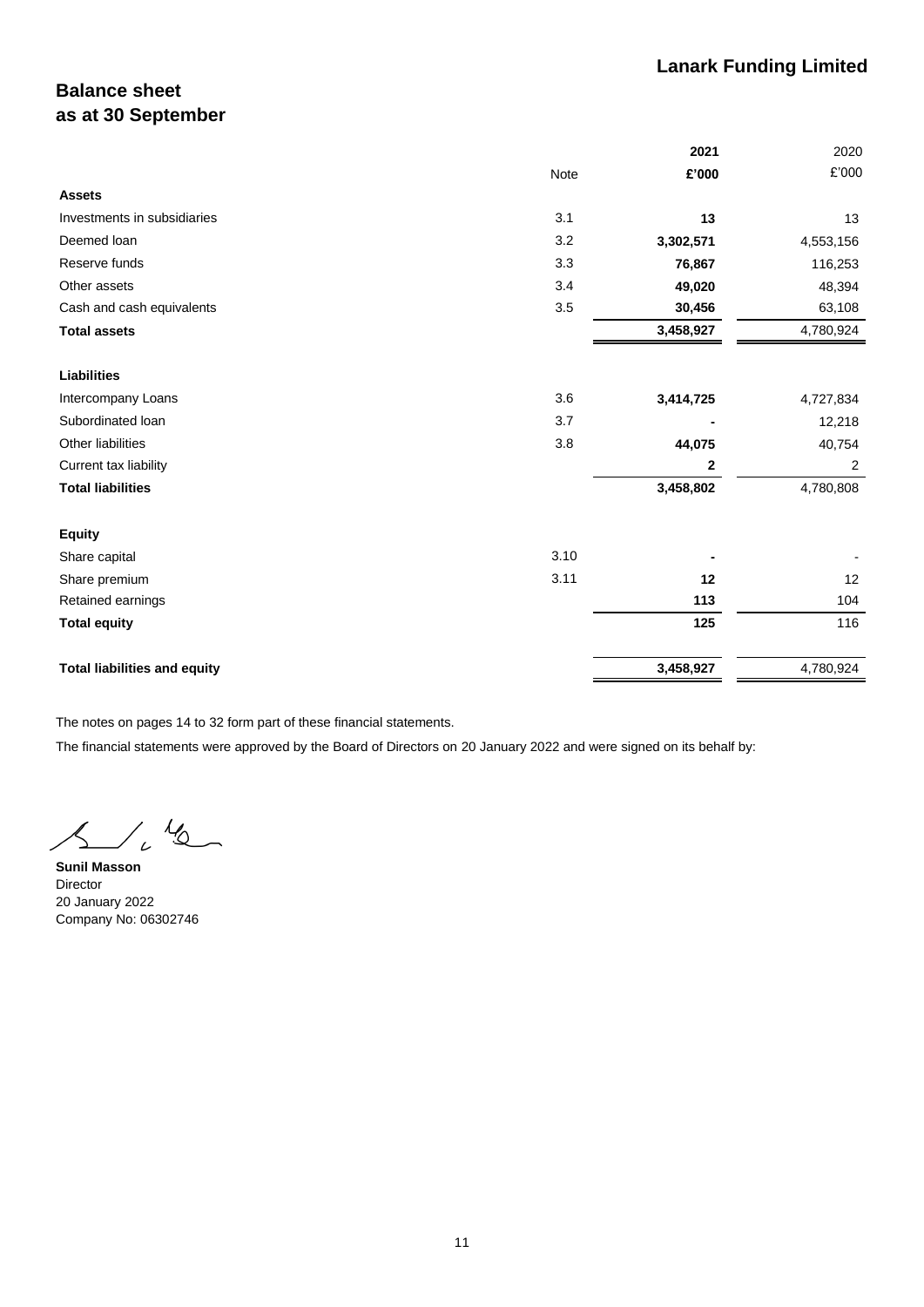# Lanark Funding Limited

## Balance sheet
## as at 30 September

| | Note | **2021** | 2020 |
|---|---|---|---|
| | | **£'000** | £'000 |
| **Assets** | | | |
| Investments in subsidiaries | 3.1 | **13** | 13 |
| Deemed loan | 3.2 | **3,302,571** | 4,553,156 |
| Reserve funds | 3.3 | **76,867** | 116,253 |
| Other assets | 3.4 | **49,020** | 48,394 |
| Cash and cash equivalents | 3.5 | **30,456** | 63,108 |
| **Total assets** | | **3,458,927** | 4,780,924 |
| | | | |
| **Liabilities** | | | |
| Intercompany Loans | 3.6 | **3,414,725** | 4,727,834 |
| Subordinated loan | 3.7 | **-** | 12,218 |
| Other liabilities | 3.8 | **44,075** | 40,754 |
| Current tax liability | | **2** | 2 |
| **Total liabilities** | | **3,458,802** | 4,780,808 |
| | | | |
| **Equity** | | | |
| Share capital | 3.10 | **-** | - |
| Share premium | 3.11 | **12** | 12 |
| Retained earnings | | **113** | 104 |
| **Total equity** | | **125** | 116 |
| | | | |
| **Total liabilities and equity** | | **3,458,927** | 4,780,924 |

The notes on pages 14 to 32 form part of these financial statements.

The financial statements were approved by the Board of Directors on 20 January 2022 and were signed on its behalf by:

**Sunil Masson**
Director
20 January 2022
Company No: 06302746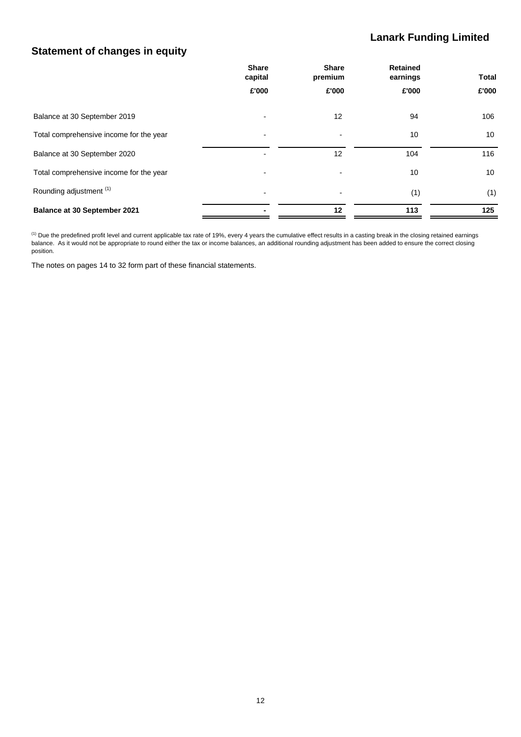## Statement of changes in equity

| | Share capital | Share premium | Retained earnings | Total |
|---|---|---|---|---|
| | £'000 | £'000 | £'000 | £'000 |
| Balance at 30 September 2019 | - | 12 | 94 | 106 |
| Total comprehensive income for the year | - | - | 10 | 10 |
| Balance at 30 September 2020 | - | 12 | 104 | 116 |
| Total comprehensive income for the year | - | - | 10 | 10 |
| Rounding adjustment [1] | - | - | (1) | (1) |
| **Balance at 30 September 2021** | **-** | **12** | **113** | **125** |

[1] Due the predefined profit level and current applicable tax rate of 19%, every 4 years the cumulative effect results in a casting break in the closing retained earnings balance. As it would not be appropriate to round either the tax or income balances, an additional rounding adjustment has been added to ensure the correct closing position.

The notes on pages 14 to 32 form part of these financial statements.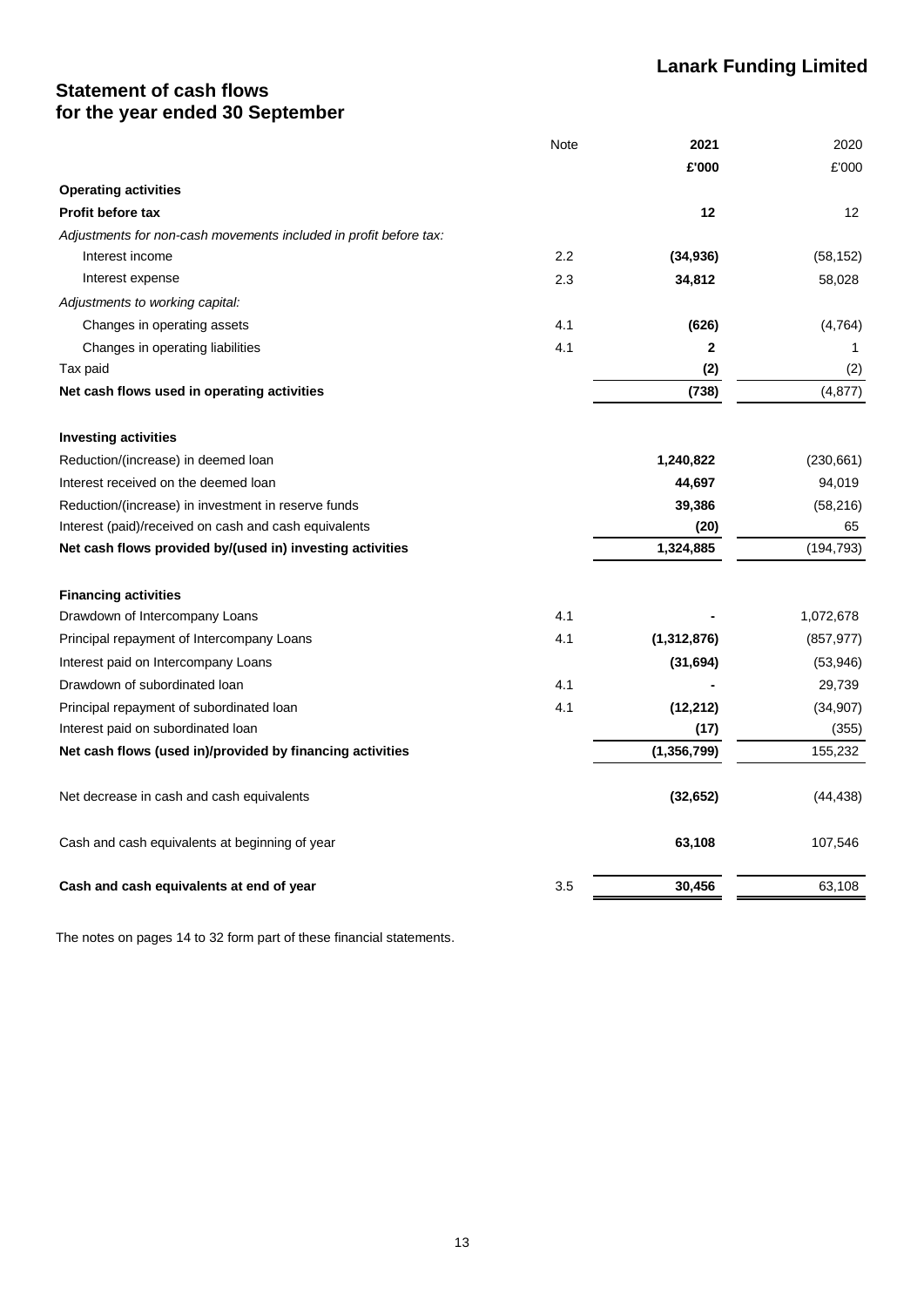**Lanark Funding Limited**

## Statement of cash flows
## for the year ended 30 September

| | Note | 2021 | 2020 |
|---|---|---|---|
| | | £'000 | £'000 |
| **Operating activities** | | | |
| **Profit before tax** | | **12** | 12 |
| *Adjustments for non-cash movements included in profit before tax:* | | | |
| Interest income | 2.2 | **(34,936)** | (58,152) |
| Interest expense | 2.3 | **34,812** | 58,028 |
| *Adjustments to working capital:* | | | |
| Changes in operating assets | 4.1 | **(626)** | (4,764) |
| Changes in operating liabilities | 4.1 | **2** | 1 |
| Tax paid | | **(2)** | (2) |
| **Net cash flows used in operating activities** | | **(738)** | (4,877) |
| | | | |
| **Investing activities** | | | |
| Reduction/(increase) in deemed loan | | **1,240,822** | (230,661) |
| Interest received on the deemed loan | | **44,697** | 94,019 |
| Reduction/(increase) in investment in reserve funds | | **39,386** | (58,216) |
| Interest (paid)/received on cash and cash equivalents | | **(20)** | 65 |
| **Net cash flows provided by/(used in) investing activities** | | **1,324,885** | (194,793) |
| | | | |
| **Financing activities** | | | |
| Drawdown of Intercompany Loans | 4.1 | **-** | 1,072,678 |
| Principal repayment of Intercompany Loans | 4.1 | **(1,312,876)** | (857,977) |
| Interest paid on Intercompany Loans | | **(31,694)** | (53,946) |
| Drawdown of subordinated loan | 4.1 | **-** | 29,739 |
| Principal repayment of subordinated loan | 4.1 | **(12,212)** | (34,907) |
| Interest paid on subordinated loan | | **(17)** | (355) |
| **Net cash flows (used in)/provided by financing activities** | | **(1,356,799)** | 155,232 |
| | | | |
| Net decrease in cash and cash equivalents | | **(32,652)** | (44,438) |
| | | | |
| Cash and cash equivalents at beginning of year | | **63,108** | 107,546 |
| | | | |
| **Cash and cash equivalents at end of year** | 3.5 | **30,456** | 63,108 |

The notes on pages 14 to 32 form part of these financial statements.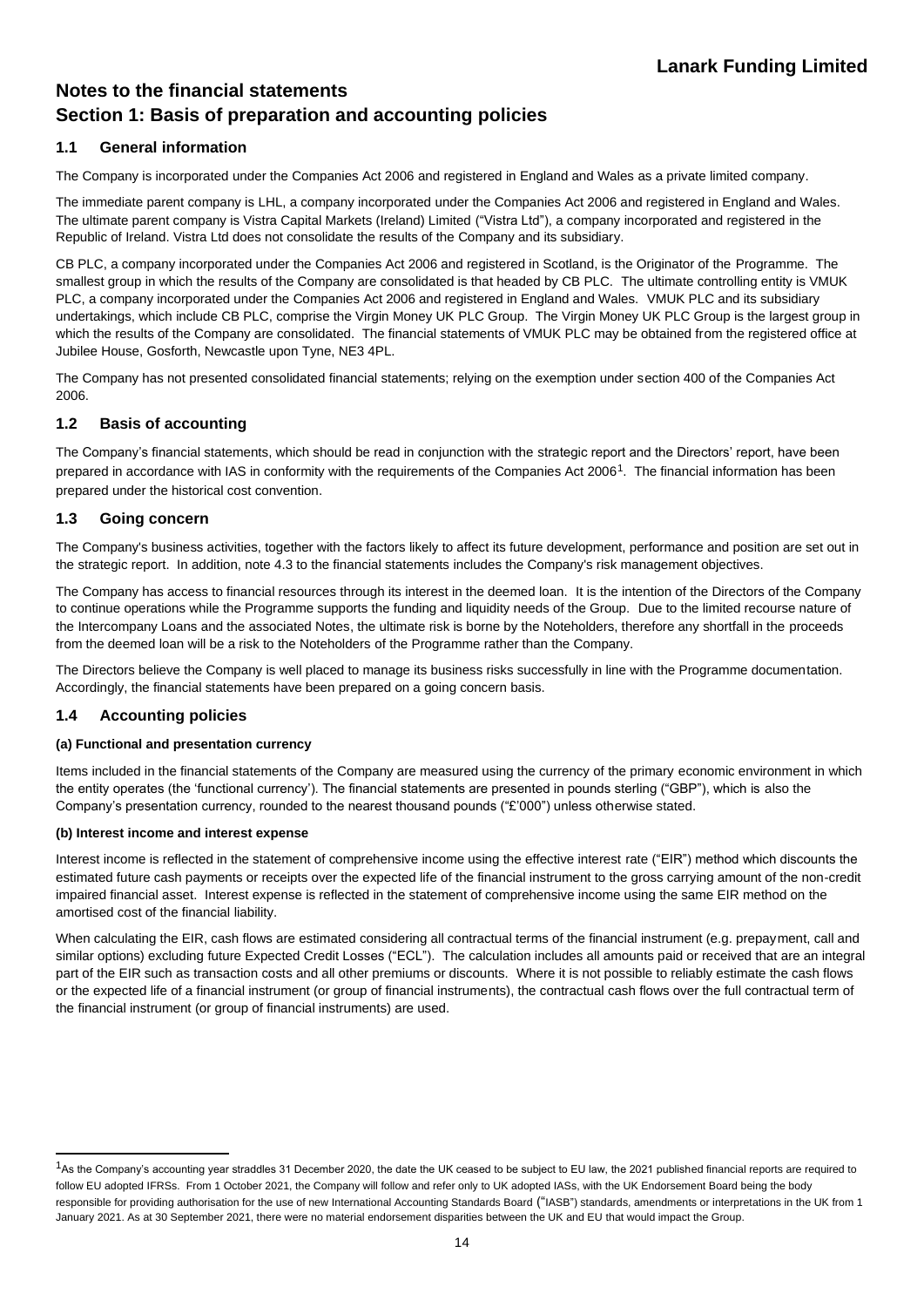# Notes to the financial statements

## Section 1: Basis of preparation and accounting policies

### 1.1 General information

The Company is incorporated under the Companies Act 2006 and registered in England and Wales as a private limited company.

The immediate parent company is LHL, a company incorporated under the Companies Act 2006 and registered in England and Wales. The ultimate parent company is Vistra Capital Markets (Ireland) Limited ("Vistra Ltd"), a company incorporated and registered in the Republic of Ireland. Vistra Ltd does not consolidate the results of the Company and its subsidiary.

CB PLC, a company incorporated under the Companies Act 2006 and registered in Scotland, is the Originator of the Programme. The smallest group in which the results of the Company are consolidated is that headed by CB PLC. The ultimate controlling entity is VMUK PLC, a company incorporated under the Companies Act 2006 and registered in England and Wales. VMUK PLC and its subsidiary undertakings, which include CB PLC, comprise the Virgin Money UK PLC Group. The Virgin Money UK PLC Group is the largest group in which the results of the Company are consolidated. The financial statements of VMUK PLC may be obtained from the registered office at Jubilee House, Gosforth, Newcastle upon Tyne, NE3 4PL.

The Company has not presented consolidated financial statements; relying on the exemption under section 400 of the Companies Act 2006.

### 1.2 Basis of accounting

The Company's financial statements, which should be read in conjunction with the strategic report and the Directors' report, have been prepared in accordance with IAS in conformity with the requirements of the Companies Act 2006[1]. The financial information has been prepared under the historical cost convention.

### 1.3 Going concern

The Company's business activities, together with the factors likely to affect its future development, performance and position are set out in the strategic report. In addition, note 4.3 to the financial statements includes the Company's risk management objectives.

The Company has access to financial resources through its interest in the deemed loan. It is the intention of the Directors of the Company to continue operations while the Programme supports the funding and liquidity needs of the Group. Due to the limited recourse nature of the Intercompany Loans and the associated Notes, the ultimate risk is borne by the Noteholders, therefore any shortfall in the proceeds from the deemed loan will be a risk to the Noteholders of the Programme rather than the Company.

The Directors believe the Company is well placed to manage its business risks successfully in line with the Programme documentation. Accordingly, the financial statements have been prepared on a going concern basis.

### 1.4 Accounting policies

#### (a) Functional and presentation currency

Items included in the financial statements of the Company are measured using the currency of the primary economic environment in which the entity operates (the 'functional currency'). The financial statements are presented in pounds sterling ("GBP"), which is also the Company's presentation currency, rounded to the nearest thousand pounds ("£'000") unless otherwise stated.

#### (b) Interest income and interest expense

Interest income is reflected in the statement of comprehensive income using the effective interest rate ("EIR") method which discounts the estimated future cash payments or receipts over the expected life of the financial instrument to the gross carrying amount of the non-credit impaired financial asset. Interest expense is reflected in the statement of comprehensive income using the same EIR method on the amortised cost of the financial liability.

When calculating the EIR, cash flows are estimated considering all contractual terms of the financial instrument (e.g. prepayment, call and similar options) excluding future Expected Credit Losses ("ECL"). The calculation includes all amounts paid or received that are an integral part of the EIR such as transaction costs and all other premiums or discounts. Where it is not possible to reliably estimate the cash flows or the expected life of a financial instrument (or group of financial instruments), the contractual cash flows over the full contractual term of the financial instrument (or group of financial instruments) are used.

---

[1] As the Company's accounting year straddles 31 December 2020, the date the UK ceased to be subject to EU law, the 2021 published financial reports are required to follow EU adopted IFRSs. From 1 October 2021, the Company will follow and refer only to UK adopted IASs, with the UK Endorsement Board being the body responsible for providing authorisation for the use of new International Accounting Standards Board ("IASB") standards, amendments or interpretations in the UK from 1 January 2021. As at 30 September 2021, there were no material endorsement disparities between the UK and EU that would impact the Group.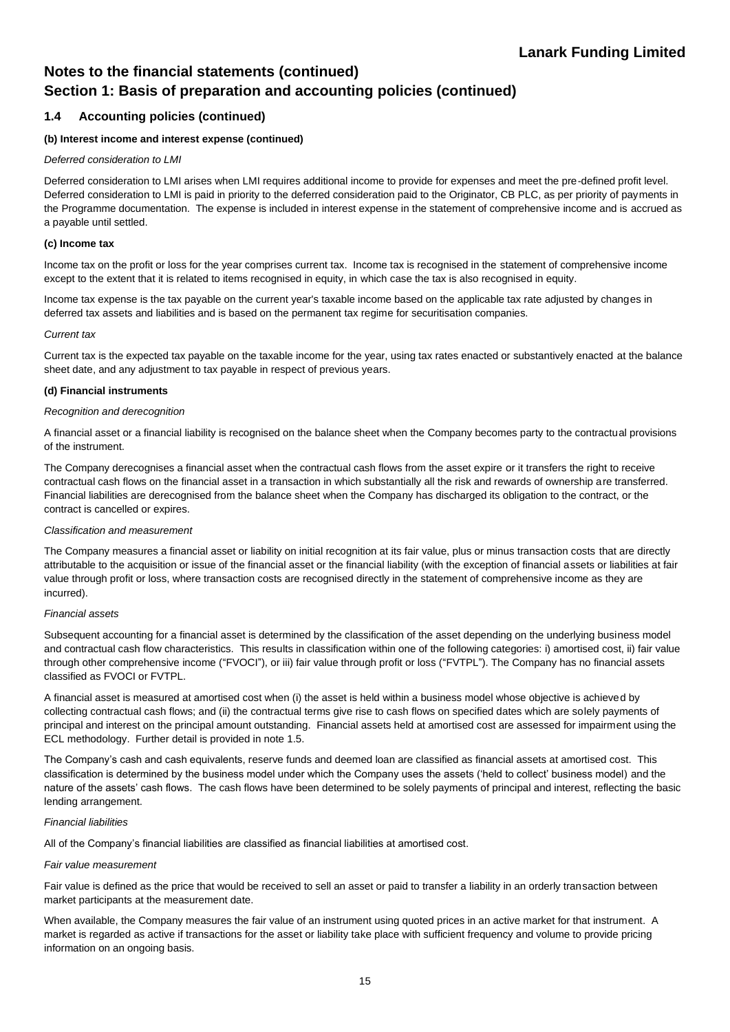# Notes to the financial statements (continued)

## Section 1: Basis of preparation and accounting policies (continued)

### 1.4 Accounting policies (continued)

**(b) Interest income and interest expense (continued)**

*Deferred consideration to LMI*

Deferred consideration to LMI arises when LMI requires additional income to provide for expenses and meet the pre-defined profit level. Deferred consideration to LMI is paid in priority to the deferred consideration paid to the Originator, CB PLC, as per priority of payments in the Programme documentation. The expense is included in interest expense in the statement of comprehensive income and is accrued as a payable until settled.

**(c) Income tax**

Income tax on the profit or loss for the year comprises current tax. Income tax is recognised in the statement of comprehensive income except to the extent that it is related to items recognised in equity, in which case the tax is also recognised in equity.

Income tax expense is the tax payable on the current year's taxable income based on the applicable tax rate adjusted by changes in deferred tax assets and liabilities and is based on the permanent tax regime for securitisation companies.

*Current tax*

Current tax is the expected tax payable on the taxable income for the year, using tax rates enacted or substantively enacted at the balance sheet date, and any adjustment to tax payable in respect of previous years.

**(d) Financial instruments**

*Recognition and derecognition*

A financial asset or a financial liability is recognised on the balance sheet when the Company becomes party to the contractual provisions of the instrument.

The Company derecognises a financial asset when the contractual cash flows from the asset expire or it transfers the right to receive contractual cash flows on the financial asset in a transaction in which substantially all the risk and rewards of ownership are transferred. Financial liabilities are derecognised from the balance sheet when the Company has discharged its obligation to the contract, or the contract is cancelled or expires.

*Classification and measurement*

The Company measures a financial asset or liability on initial recognition at its fair value, plus or minus transaction costs that are directly attributable to the acquisition or issue of the financial asset or the financial liability (with the exception of financial assets or liabilities at fair value through profit or loss, where transaction costs are recognised directly in the statement of comprehensive income as they are incurred).

*Financial assets*

Subsequent accounting for a financial asset is determined by the classification of the asset depending on the underlying business model and contractual cash flow characteristics. This results in classification within one of the following categories: i) amortised cost, ii) fair value through other comprehensive income ("FVOCI"), or iii) fair value through profit or loss ("FVTPL"). The Company has no financial assets classified as FVOCI or FVTPL.

A financial asset is measured at amortised cost when (i) the asset is held within a business model whose objective is achieved by collecting contractual cash flows; and (ii) the contractual terms give rise to cash flows on specified dates which are solely payments of principal and interest on the principal amount outstanding. Financial assets held at amortised cost are assessed for impairment using the ECL methodology. Further detail is provided in note 1.5.

The Company's cash and cash equivalents, reserve funds and deemed loan are classified as financial assets at amortised cost. This classification is determined by the business model under which the Company uses the assets ('held to collect' business model) and the nature of the assets' cash flows. The cash flows have been determined to be solely payments of principal and interest, reflecting the basic lending arrangement.

*Financial liabilities*

All of the Company's financial liabilities are classified as financial liabilities at amortised cost.

*Fair value measurement*

Fair value is defined as the price that would be received to sell an asset or paid to transfer a liability in an orderly transaction between market participants at the measurement date.

When available, the Company measures the fair value of an instrument using quoted prices in an active market for that instrument. A market is regarded as active if transactions for the asset or liability take place with sufficient frequency and volume to provide pricing information on an ongoing basis.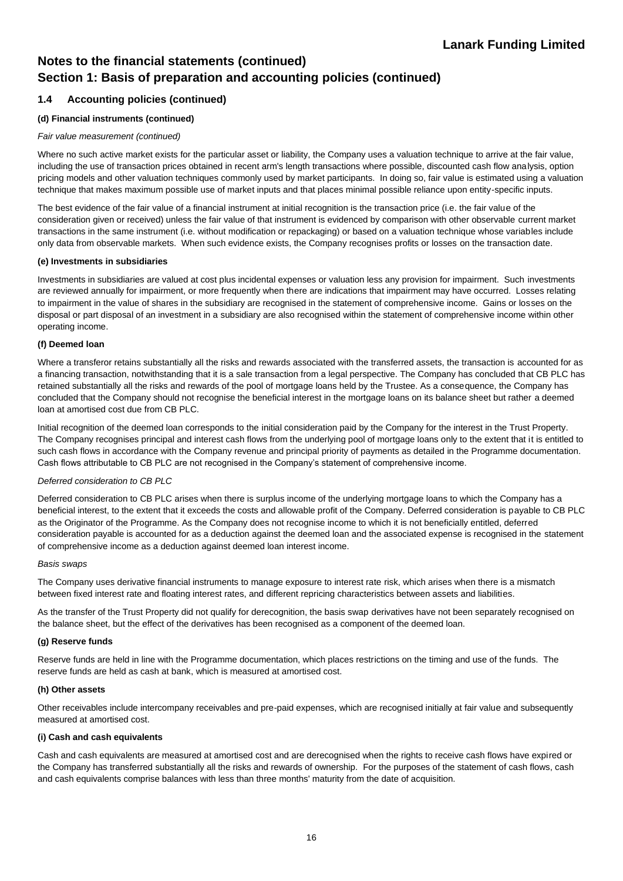# Notes to the financial statements (continued)

# Section 1: Basis of preparation and accounting policies (continued)

## 1.4 Accounting policies (continued)

### (d) Financial instruments (continued)

*Fair value measurement (continued)*

Where no such active market exists for the particular asset or liability, the Company uses a valuation technique to arrive at the fair value, including the use of transaction prices obtained in recent arm's length transactions where possible, discounted cash flow analysis, option pricing models and other valuation techniques commonly used by market participants. In doing so, fair value is estimated using a valuation technique that makes maximum possible use of market inputs and that places minimal possible reliance upon entity-specific inputs.

The best evidence of the fair value of a financial instrument at initial recognition is the transaction price (i.e. the fair value of the consideration given or received) unless the fair value of that instrument is evidenced by comparison with other observable current market transactions in the same instrument (i.e. without modification or repackaging) or based on a valuation technique whose variables include only data from observable markets. When such evidence exists, the Company recognises profits or losses on the transaction date.

### (e) Investments in subsidiaries

Investments in subsidiaries are valued at cost plus incidental expenses or valuation less any provision for impairment. Such investments are reviewed annually for impairment, or more frequently when there are indications that impairment may have occurred. Losses relating to impairment in the value of shares in the subsidiary are recognised in the statement of comprehensive income. Gains or losses on the disposal or part disposal of an investment in a subsidiary are also recognised within the statement of comprehensive income within other operating income.

### (f) Deemed loan

Where a transferor retains substantially all the risks and rewards associated with the transferred assets, the transaction is accounted for as a financing transaction, notwithstanding that it is a sale transaction from a legal perspective. The Company has concluded that CB PLC has retained substantially all the risks and rewards of the pool of mortgage loans held by the Trustee. As a consequence, the Company has concluded that the Company should not recognise the beneficial interest in the mortgage loans on its balance sheet but rather a deemed loan at amortised cost due from CB PLC.

Initial recognition of the deemed loan corresponds to the initial consideration paid by the Company for the interest in the Trust Property. The Company recognises principal and interest cash flows from the underlying pool of mortgage loans only to the extent that it is entitled to such cash flows in accordance with the Company revenue and principal priority of payments as detailed in the Programme documentation. Cash flows attributable to CB PLC are not recognised in the Company's statement of comprehensive income.

*Deferred consideration to CB PLC*

Deferred consideration to CB PLC arises when there is surplus income of the underlying mortgage loans to which the Company has a beneficial interest, to the extent that it exceeds the costs and allowable profit of the Company. Deferred consideration is payable to CB PLC as the Originator of the Programme. As the Company does not recognise income to which it is not beneficially entitled, deferred consideration payable is accounted for as a deduction against the deemed loan and the associated expense is recognised in the statement of comprehensive income as a deduction against deemed loan interest income.

*Basis swaps*

The Company uses derivative financial instruments to manage exposure to interest rate risk, which arises when there is a mismatch between fixed interest rate and floating interest rates, and different repricing characteristics between assets and liabilities.

As the transfer of the Trust Property did not qualify for derecognition, the basis swap derivatives have not been separately recognised on the balance sheet, but the effect of the derivatives has been recognised as a component of the deemed loan.

### (g) Reserve funds

Reserve funds are held in line with the Programme documentation, which places restrictions on the timing and use of the funds. The reserve funds are held as cash at bank, which is measured at amortised cost.

### (h) Other assets

Other receivables include intercompany receivables and pre-paid expenses, which are recognised initially at fair value and subsequently measured at amortised cost.

### (i) Cash and cash equivalents

Cash and cash equivalents are measured at amortised cost and are derecognised when the rights to receive cash flows have expired or the Company has transferred substantially all the risks and rewards of ownership. For the purposes of the statement of cash flows, cash and cash equivalents comprise balances with less than three months' maturity from the date of acquisition.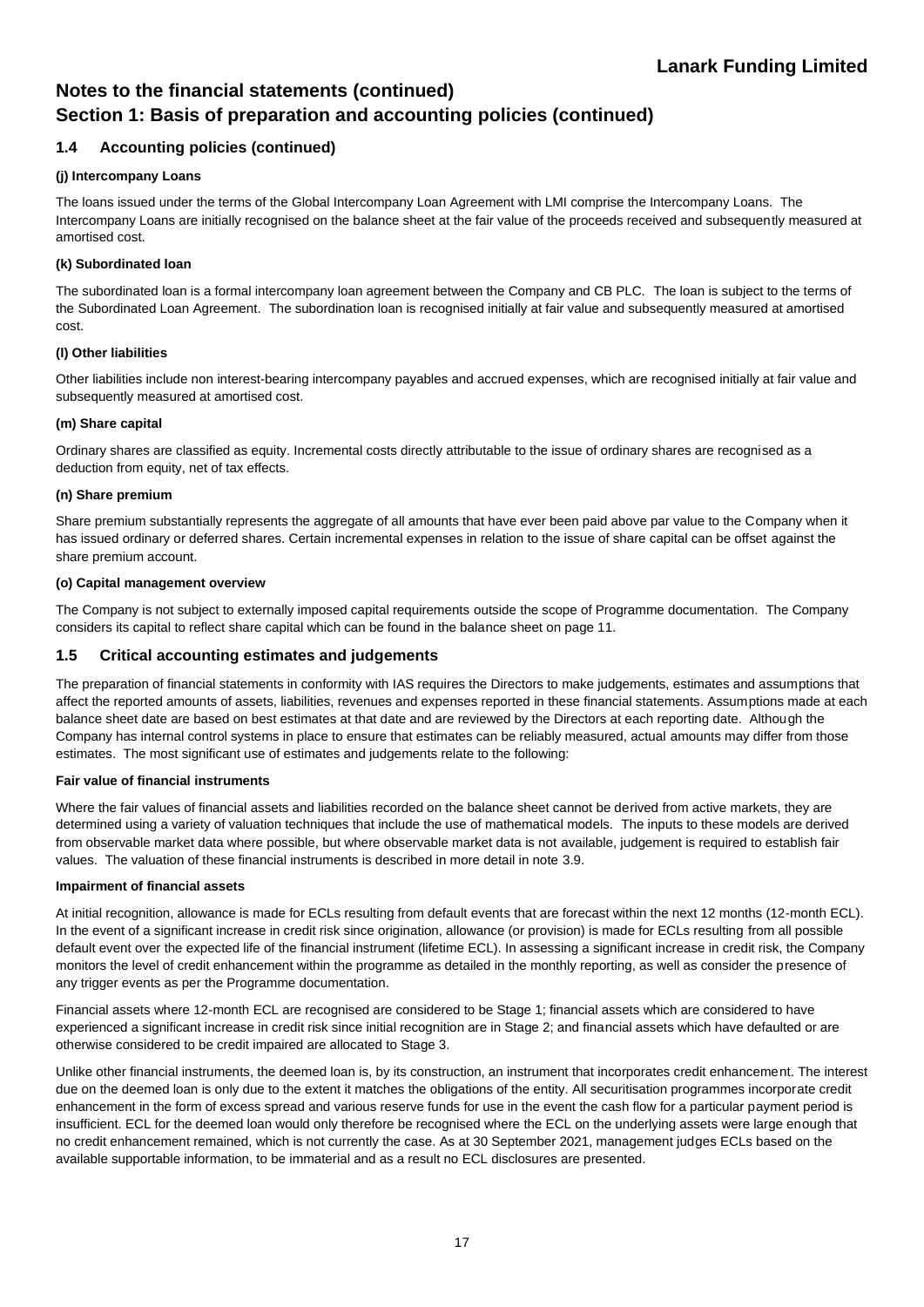# Notes to the financial statements (continued)

# Section 1: Basis of preparation and accounting policies (continued)

## 1.4 Accounting policies (continued)

**(j) Intercompany Loans**

The loans issued under the terms of the Global Intercompany Loan Agreement with LMI comprise the Intercompany Loans. The Intercompany Loans are initially recognised on the balance sheet at the fair value of the proceeds received and subsequently measured at amortised cost.

**(k) Subordinated loan**

The subordinated loan is a formal intercompany loan agreement between the Company and CB PLC. The loan is subject to the terms of the Subordinated Loan Agreement. The subordination loan is recognised initially at fair value and subsequently measured at amortised cost.

**(l) Other liabilities**

Other liabilities include non interest-bearing intercompany payables and accrued expenses, which are recognised initially at fair value and subsequently measured at amortised cost.

**(m) Share capital**

Ordinary shares are classified as equity. Incremental costs directly attributable to the issue of ordinary shares are recognised as a deduction from equity, net of tax effects.

**(n) Share premium**

Share premium substantially represents the aggregate of all amounts that have ever been paid above par value to the Company when it has issued ordinary or deferred shares. Certain incremental expenses in relation to the issue of share capital can be offset against the share premium account.

**(o) Capital management overview**

The Company is not subject to externally imposed capital requirements outside the scope of Programme documentation. The Company considers its capital to reflect share capital which can be found in the balance sheet on page 11.

## 1.5 Critical accounting estimates and judgements

The preparation of financial statements in conformity with IAS requires the Directors to make judgements, estimates and assumptions that affect the reported amounts of assets, liabilities, revenues and expenses reported in these financial statements. Assumptions made at each balance sheet date are based on best estimates at that date and are reviewed by the Directors at each reporting date. Although the Company has internal control systems in place to ensure that estimates can be reliably measured, actual amounts may differ from those estimates. The most significant use of estimates and judgements relate to the following:

**Fair value of financial instruments**

Where the fair values of financial assets and liabilities recorded on the balance sheet cannot be derived from active markets, they are determined using a variety of valuation techniques that include the use of mathematical models. The inputs to these models are derived from observable market data where possible, but where observable market data is not available, judgement is required to establish fair values. The valuation of these financial instruments is described in more detail in note 3.9.

**Impairment of financial assets**

At initial recognition, allowance is made for ECLs resulting from default events that are forecast within the next 12 months (12-month ECL). In the event of a significant increase in credit risk since origination, allowance (or provision) is made for ECLs resulting from all possible default event over the expected life of the financial instrument (lifetime ECL). In assessing a significant increase in credit risk, the Company monitors the level of credit enhancement within the programme as detailed in the monthly reporting, as well as consider the presence of any trigger events as per the Programme documentation.

Financial assets where 12-month ECL are recognised are considered to be Stage 1; financial assets which are considered to have experienced a significant increase in credit risk since initial recognition are in Stage 2; and financial assets which have defaulted or are otherwise considered to be credit impaired are allocated to Stage 3.

Unlike other financial instruments, the deemed loan is, by its construction, an instrument that incorporates credit enhancement. The interest due on the deemed loan is only due to the extent it matches the obligations of the entity. All securitisation programmes incorporate credit enhancement in the form of excess spread and various reserve funds for use in the event the cash flow for a particular payment period is insufficient. ECL for the deemed loan would only therefore be recognised where the ECL on the underlying assets were large enough that no credit enhancement remained, which is not currently the case. As at 30 September 2021, management judges ECLs based on the available supportable information, to be immaterial and as a result no ECL disclosures are presented.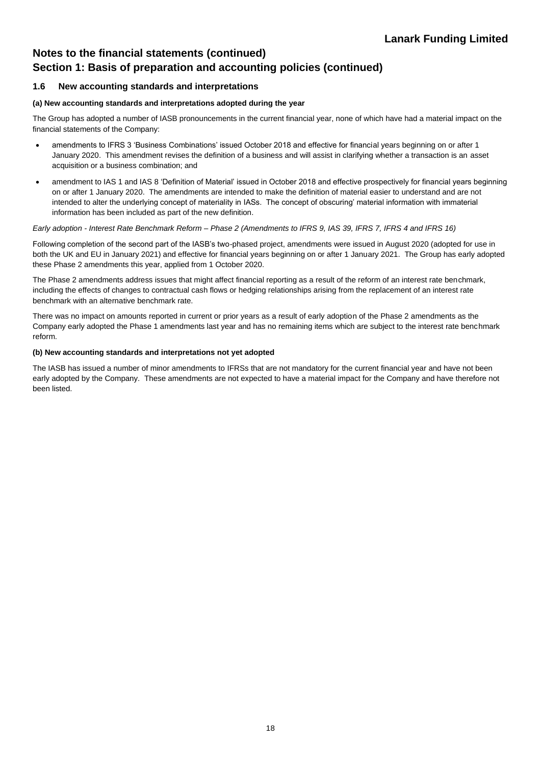# Notes to the financial statements (continued)

## Section 1: Basis of preparation and accounting policies (continued)

### 1.6 New accounting standards and interpretations

**(a) New accounting standards and interpretations adopted during the year**

The Group has adopted a number of IASB pronouncements in the current financial year, none of which have had a material impact on the financial statements of the Company:

- amendments to IFRS 3 'Business Combinations' issued October 2018 and effective for financial years beginning on or after 1 January 2020. This amendment revises the definition of a business and will assist in clarifying whether a transaction is an asset acquisition or a business combination; and
- amendment to IAS 1 and IAS 8 'Definition of Material' issued in October 2018 and effective prospectively for financial years beginning on or after 1 January 2020. The amendments are intended to make the definition of material easier to understand and are not intended to alter the underlying concept of materiality in IASs. The concept of obscuring' material information with immaterial information has been included as part of the new definition.

*Early adoption - Interest Rate Benchmark Reform – Phase 2 (Amendments to IFRS 9, IAS 39, IFRS 7, IFRS 4 and IFRS 16)*

Following completion of the second part of the IASB's two-phased project, amendments were issued in August 2020 (adopted for use in both the UK and EU in January 2021) and effective for financial years beginning on or after 1 January 2021. The Group has early adopted these Phase 2 amendments this year, applied from 1 October 2020.

The Phase 2 amendments address issues that might affect financial reporting as a result of the reform of an interest rate benchmark, including the effects of changes to contractual cash flows or hedging relationships arising from the replacement of an interest rate benchmark with an alternative benchmark rate.

There was no impact on amounts reported in current or prior years as a result of early adoption of the Phase 2 amendments as the Company early adopted the Phase 1 amendments last year and has no remaining items which are subject to the interest rate benchmark reform.

**(b) New accounting standards and interpretations not yet adopted**

The IASB has issued a number of minor amendments to IFRSs that are not mandatory for the current financial year and have not been early adopted by the Company. These amendments are not expected to have a material impact for the Company and have therefore not been listed.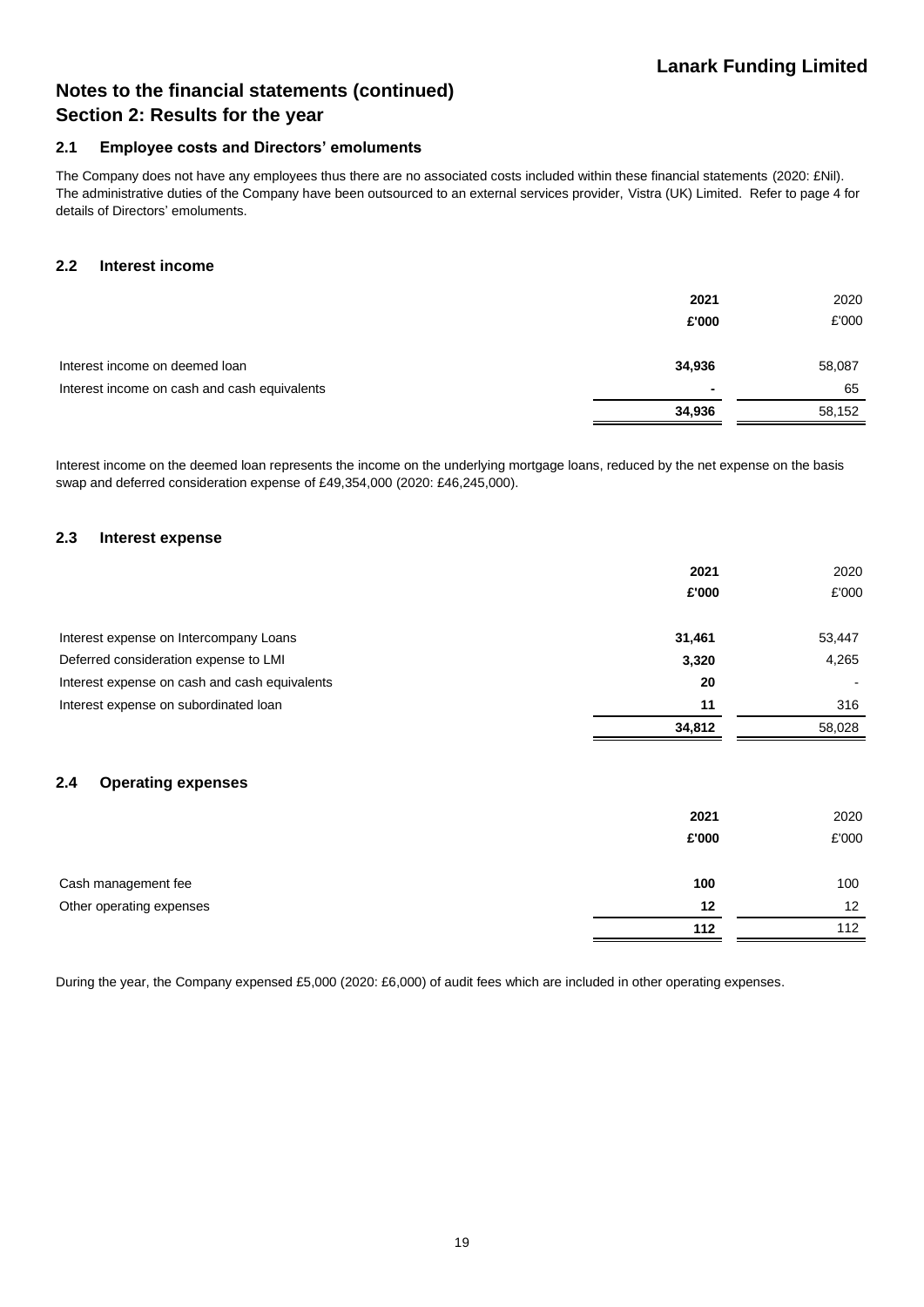# Notes to the financial statements (continued)
## Section 2: Results for the year

### 2.1 Employee costs and Directors' emoluments

The Company does not have any employees thus there are no associated costs included within these financial statements (2020: £Nil). The administrative duties of the Company have been outsourced to an external services provider, Vistra (UK) Limited. Refer to page 4 for details of Directors' emoluments.

### 2.2 Interest income

| | **2021** | 2020 |
|---|---|---|
| | **£'000** | £'000 |
| Interest income on deemed loan | **34,936** | 58,087 |
| Interest income on cash and cash equivalents | **-** | 65 |
| | **34,936** | 58,152 |

Interest income on the deemed loan represents the income on the underlying mortgage loans, reduced by the net expense on the basis swap and deferred consideration expense of £49,354,000 (2020: £46,245,000).

### 2.3 Interest expense

| | **2021** | 2020 |
|---|---|---|
| | **£'000** | £'000 |
| Interest expense on Intercompany Loans | **31,461** | 53,447 |
| Deferred consideration expense to LMI | **3,320** | 4,265 |
| Interest expense on cash and cash equivalents | **20** | - |
| Interest expense on subordinated loan | **11** | 316 |
| | **34,812** | 58,028 |

### 2.4 Operating expenses

| | **2021** | 2020 |
|---|---|---|
| | **£'000** | £'000 |
| Cash management fee | **100** | 100 |
| Other operating expenses | **12** | 12 |
| | **112** | 112 |

During the year, the Company expensed £5,000 (2020: £6,000) of audit fees which are included in other operating expenses.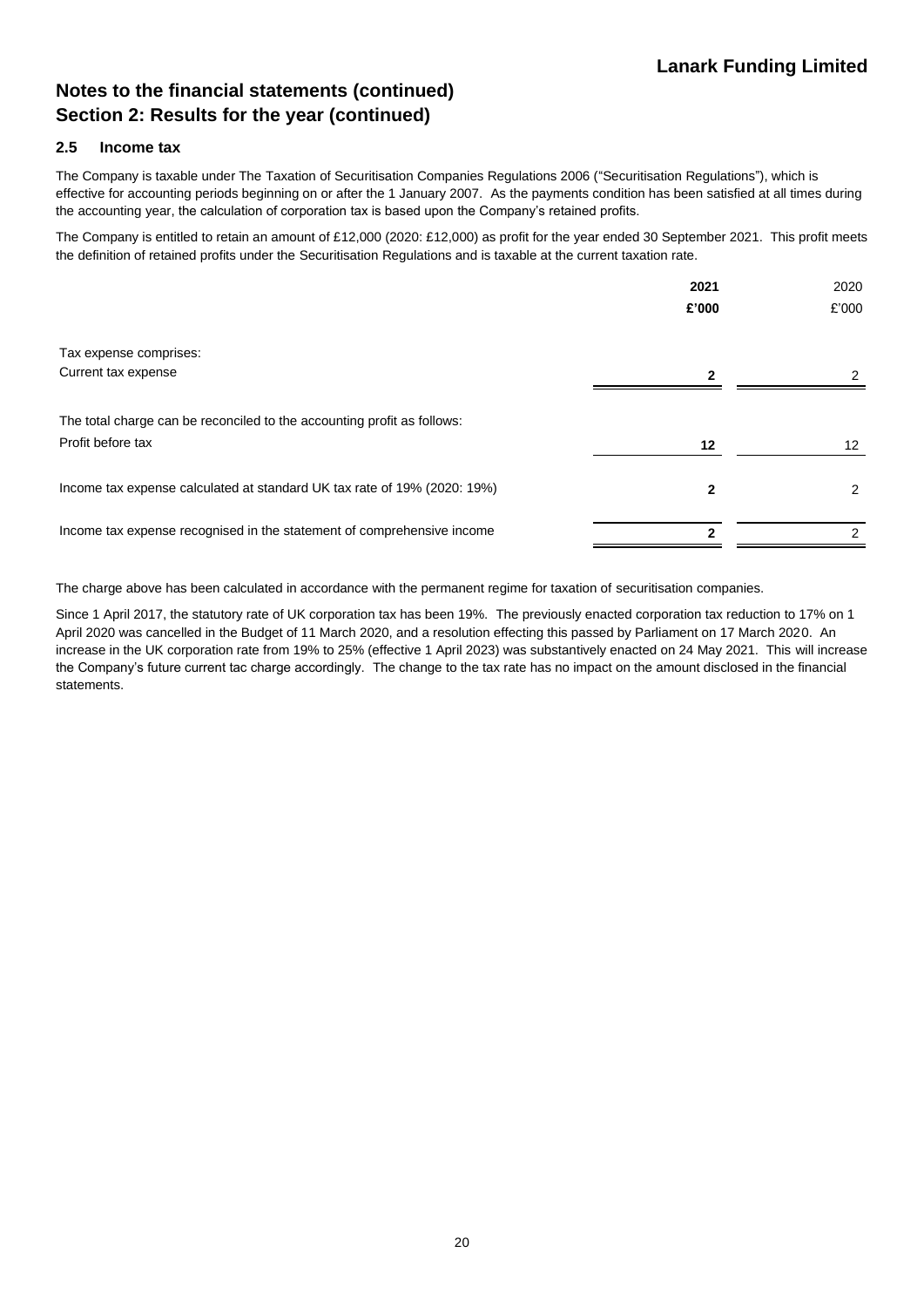## Notes to the financial statements (continued)
## Section 2: Results for the year (continued)

### 2.5 Income tax

The Company is taxable under The Taxation of Securitisation Companies Regulations 2006 ("Securitisation Regulations"), which is effective for accounting periods beginning on or after the 1 January 2007. As the payments condition has been satisfied at all times during the accounting year, the calculation of corporation tax is based upon the Company's retained profits.

The Company is entitled to retain an amount of £12,000 (2020: £12,000) as profit for the year ended 30 September 2021. This profit meets the definition of retained profits under the Securitisation Regulations and is taxable at the current taxation rate.

| | **2021** | 2020 |
|---|---|---|
| | **£'000** | £'000 |
| Tax expense comprises: | | |
| Current tax expense | **2** | 2 |
| The total charge can be reconciled to the accounting profit as follows: | | |
| Profit before tax | **12** | 12 |
| Income tax expense calculated at standard UK tax rate of 19% (2020: 19%) | **2** | 2 |
| Income tax expense recognised in the statement of comprehensive income | **2** | 2 |

The charge above has been calculated in accordance with the permanent regime for taxation of securitisation companies.

Since 1 April 2017, the statutory rate of UK corporation tax has been 19%. The previously enacted corporation tax reduction to 17% on 1 April 2020 was cancelled in the Budget of 11 March 2020, and a resolution effecting this passed by Parliament on 17 March 2020. An increase in the UK corporation rate from 19% to 25% (effective 1 April 2023) was substantively enacted on 24 May 2021. This will increase the Company's future current tac charge accordingly. The change to the tax rate has no impact on the amount disclosed in the financial statements.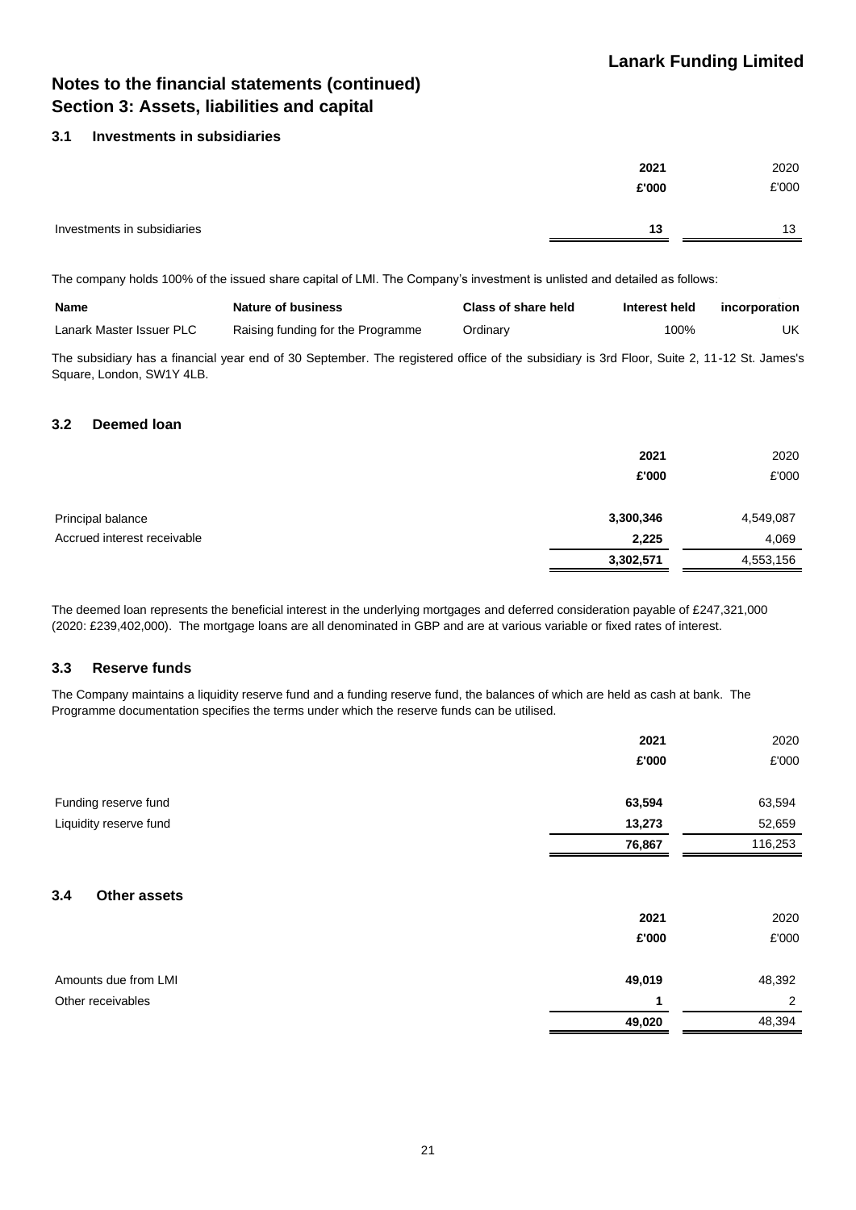## Notes to the financial statements (continued)
## Section 3: Assets, liabilities and capital

### 3.1 Investments in subsidiaries

| | 2021 | 2020 |
|---|---|---|
| | £'000 | £'000 |
| Investments in subsidiaries | **13** | 13 |

The company holds 100% of the issued share capital of LMI. The Company's investment is unlisted and detailed as follows:

| Name | Nature of business | Class of share held | Interest held | incorporation |
|---|---|---|---|---|
| Lanark Master Issuer PLC | Raising funding for the Programme | Ordinary | 100% | UK |

The subsidiary has a financial year end of 30 September. The registered office of the subsidiary is 3rd Floor, Suite 2, 11-12 St. James's Square, London, SW1Y 4LB.

### 3.2 Deemed loan

| | 2021 | 2020 |
|---|---|---|
| | £'000 | £'000 |
| Principal balance | **3,300,346** | 4,549,087 |
| Accrued interest receivable | **2,225** | 4,069 |
| | **3,302,571** | 4,553,156 |

The deemed loan represents the beneficial interest in the underlying mortgages and deferred consideration payable of £247,321,000 (2020: £239,402,000). The mortgage loans are all denominated in GBP and are at various variable or fixed rates of interest.

### 3.3 Reserve funds

The Company maintains a liquidity reserve fund and a funding reserve fund, the balances of which are held as cash at bank. The Programme documentation specifies the terms under which the reserve funds can be utilised.

| | 2021 | 2020 |
|---|---|---|
| | £'000 | £'000 |
| Funding reserve fund | **63,594** | 63,594 |
| Liquidity reserve fund | **13,273** | 52,659 |
| | **76,867** | 116,253 |

### 3.4 Other assets

| | 2021 | 2020 |
|---|---|---|
| | £'000 | £'000 |
| Amounts due from LMI | **49,019** | 48,392 |
| Other receivables | **1** | 2 |
| | **49,020** | 48,394 |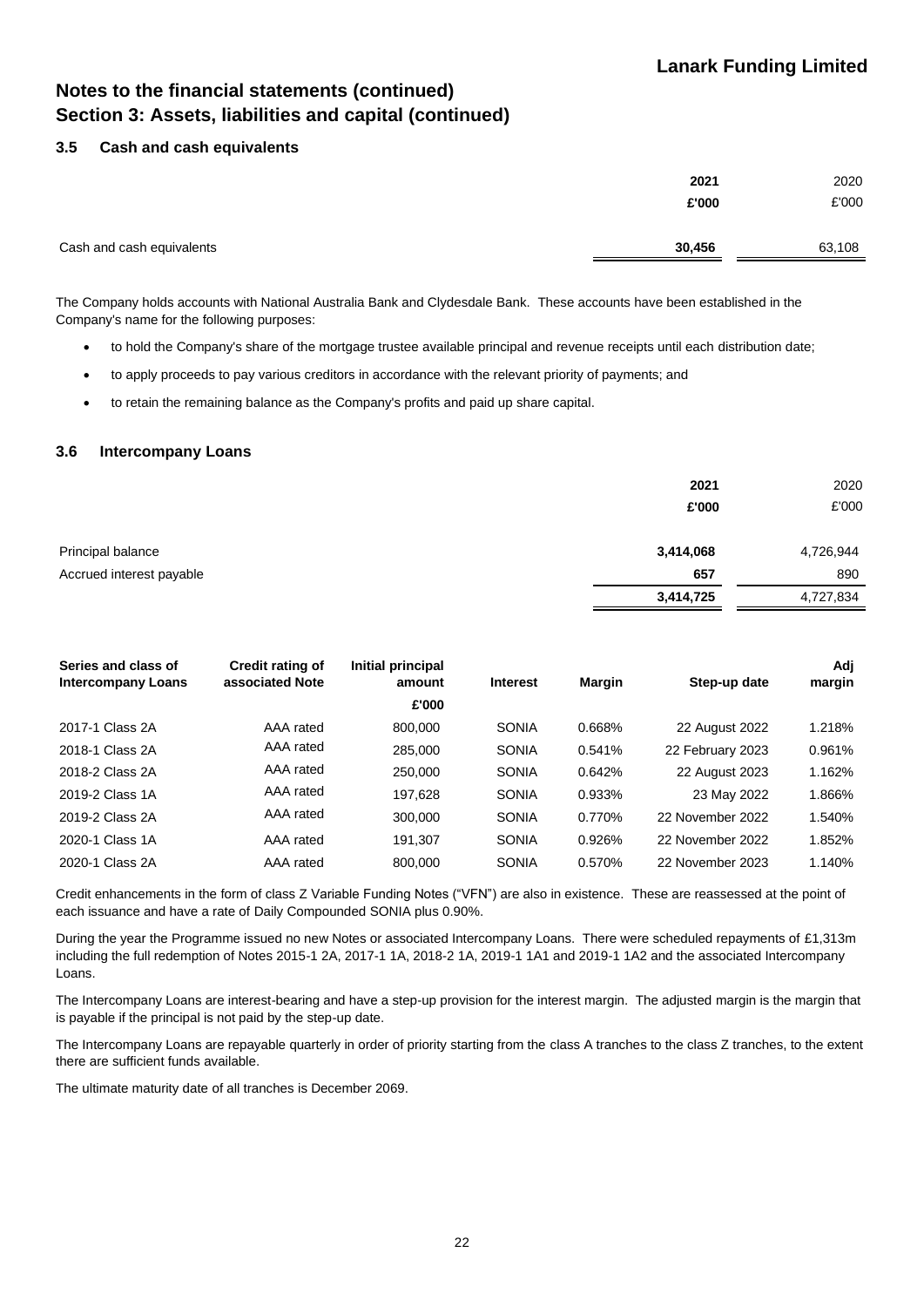# Notes to the financial statements (continued)
## Section 3: Assets, liabilities and capital (continued)

### 3.5 Cash and cash equivalents

| | 2021 | 2020 |
|---|---|---|
| | £'000 | £'000 |
| Cash and cash equivalents | **30,456** | 63,108 |

The Company holds accounts with National Australia Bank and Clydesdale Bank. These accounts have been established in the Company's name for the following purposes:

- to hold the Company's share of the mortgage trustee available principal and revenue receipts until each distribution date;
- to apply proceeds to pay various creditors in accordance with the relevant priority of payments; and
- to retain the remaining balance as the Company's profits and paid up share capital.

### 3.6 Intercompany Loans

| | 2021 | 2020 |
|---|---|---|
| | £'000 | £'000 |
| Principal balance | **3,414,068** | 4,726,944 |
| Accrued interest payable | **657** | 890 |
| | **3,414,725** | 4,727,834 |

| Series and class of Intercompany Loans | Credit rating of associated Note | Initial principal amount | Interest | Margin | Step-up date | Adj margin |
|---|---|---|---|---|---|---|
| | | £'000 | | | | |
| 2017-1 Class 2A | AAA rated | 800,000 | SONIA | 0.668% | 22 August 2022 | 1.218% |
| 2018-1 Class 2A | AAA rated | 285,000 | SONIA | 0.541% | 22 February 2023 | 0.961% |
| 2018-2 Class 2A | AAA rated | 250,000 | SONIA | 0.642% | 22 August 2023 | 1.162% |
| 2019-2 Class 1A | AAA rated | 197,628 | SONIA | 0.933% | 23 May 2022 | 1.866% |
| 2019-2 Class 2A | AAA rated | 300,000 | SONIA | 0.770% | 22 November 2022 | 1.540% |
| 2020-1 Class 1A | AAA rated | 191,307 | SONIA | 0.926% | 22 November 2022 | 1.852% |
| 2020-1 Class 2A | AAA rated | 800,000 | SONIA | 0.570% | 22 November 2023 | 1.140% |

Credit enhancements in the form of class Z Variable Funding Notes ("VFN") are also in existence. These are reassessed at the point of each issuance and have a rate of Daily Compounded SONIA plus 0.90%.

During the year the Programme issued no new Notes or associated Intercompany Loans. There were scheduled repayments of £1,313m including the full redemption of Notes 2015-1 2A, 2017-1 1A, 2018-2 1A, 2019-1 1A1 and 2019-1 1A2 and the associated Intercompany Loans.

The Intercompany Loans are interest-bearing and have a step-up provision for the interest margin. The adjusted margin is the margin that is payable if the principal is not paid by the step-up date.

The Intercompany Loans are repayable quarterly in order of priority starting from the class A tranches to the class Z tranches, to the extent there are sufficient funds available.

The ultimate maturity date of all tranches is December 2069.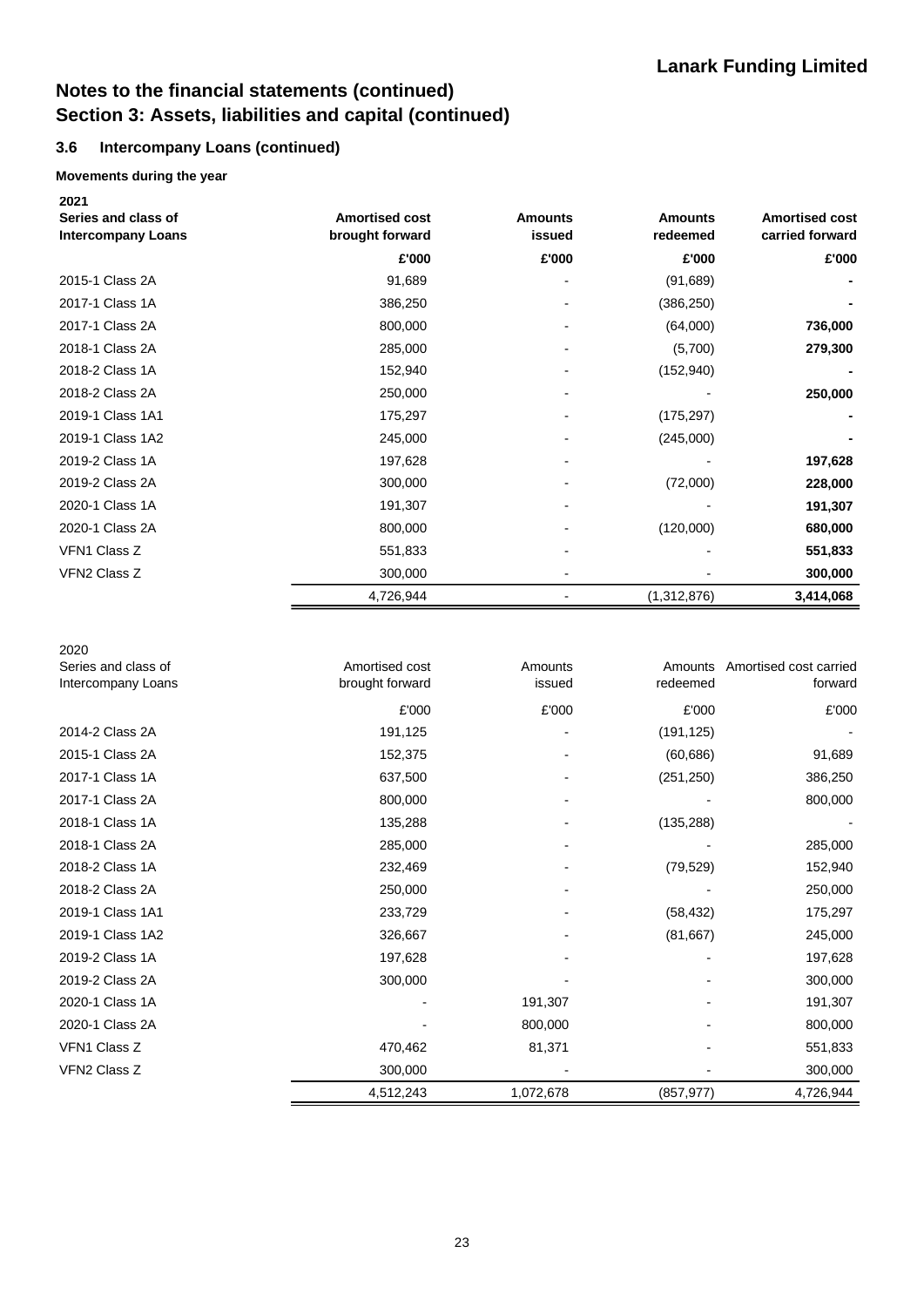# Notes to the financial statements (continued)
# Section 3: Assets, liabilities and capital (continued)

## 3.6 Intercompany Loans (continued)

**Movements during the year**

**2021**

| **Series and class of Intercompany Loans** | **Amortised cost brought forward** | **Amounts issued** | **Amounts redeemed** | **Amortised cost carried forward** |
|---|---|---|---|---|
| | **£'000** | **£'000** | **£'000** | **£'000** |
| 2015-1 Class 2A | 91,689 | - | (91,689) | **-** |
| 2017-1 Class 1A | 386,250 | - | (386,250) | **-** |
| 2017-1 Class 2A | 800,000 | - | (64,000) | **736,000** |
| 2018-1 Class 2A | 285,000 | - | (5,700) | **279,300** |
| 2018-2 Class 1A | 152,940 | - | (152,940) | **-** |
| 2018-2 Class 2A | 250,000 | - | - | **250,000** |
| 2019-1 Class 1A1 | 175,297 | - | (175,297) | **-** |
| 2019-1 Class 1A2 | 245,000 | - | (245,000) | **-** |
| 2019-2 Class 1A | 197,628 | - | - | **197,628** |
| 2019-2 Class 2A | 300,000 | - | (72,000) | **228,000** |
| 2020-1 Class 1A | 191,307 | - | - | **191,307** |
| 2020-1 Class 2A | 800,000 | - | (120,000) | **680,000** |
| VFN1 Class Z | 551,833 | - | - | **551,833** |
| VFN2 Class Z | 300,000 | - | - | **300,000** |
| | 4,726,944 | - | (1,312,876) | **3,414,068** |

2020

| Series and class of Intercompany Loans | Amortised cost brought forward | Amounts issued | Amounts redeemed | Amortised cost carried forward |
|---|---|---|---|---|
| | £'000 | £'000 | £'000 | £'000 |
| 2014-2 Class 2A | 191,125 | - | (191,125) | - |
| 2015-1 Class 2A | 152,375 | - | (60,686) | 91,689 |
| 2017-1 Class 1A | 637,500 | - | (251,250) | 386,250 |
| 2017-1 Class 2A | 800,000 | - | - | 800,000 |
| 2018-1 Class 1A | 135,288 | - | (135,288) | - |
| 2018-1 Class 2A | 285,000 | - | - | 285,000 |
| 2018-2 Class 1A | 232,469 | - | (79,529) | 152,940 |
| 2018-2 Class 2A | 250,000 | - | - | 250,000 |
| 2019-1 Class 1A1 | 233,729 | - | (58,432) | 175,297 |
| 2019-1 Class 1A2 | 326,667 | - | (81,667) | 245,000 |
| 2019-2 Class 1A | 197,628 | - | - | 197,628 |
| 2019-2 Class 2A | 300,000 | - | - | 300,000 |
| 2020-1 Class 1A | - | 191,307 | - | 191,307 |
| 2020-1 Class 2A | - | 800,000 | - | 800,000 |
| VFN1 Class Z | 470,462 | 81,371 | - | 551,833 |
| VFN2 Class Z | 300,000 | - | - | 300,000 |
| | 4,512,243 | 1,072,678 | (857,977) | 4,726,944 |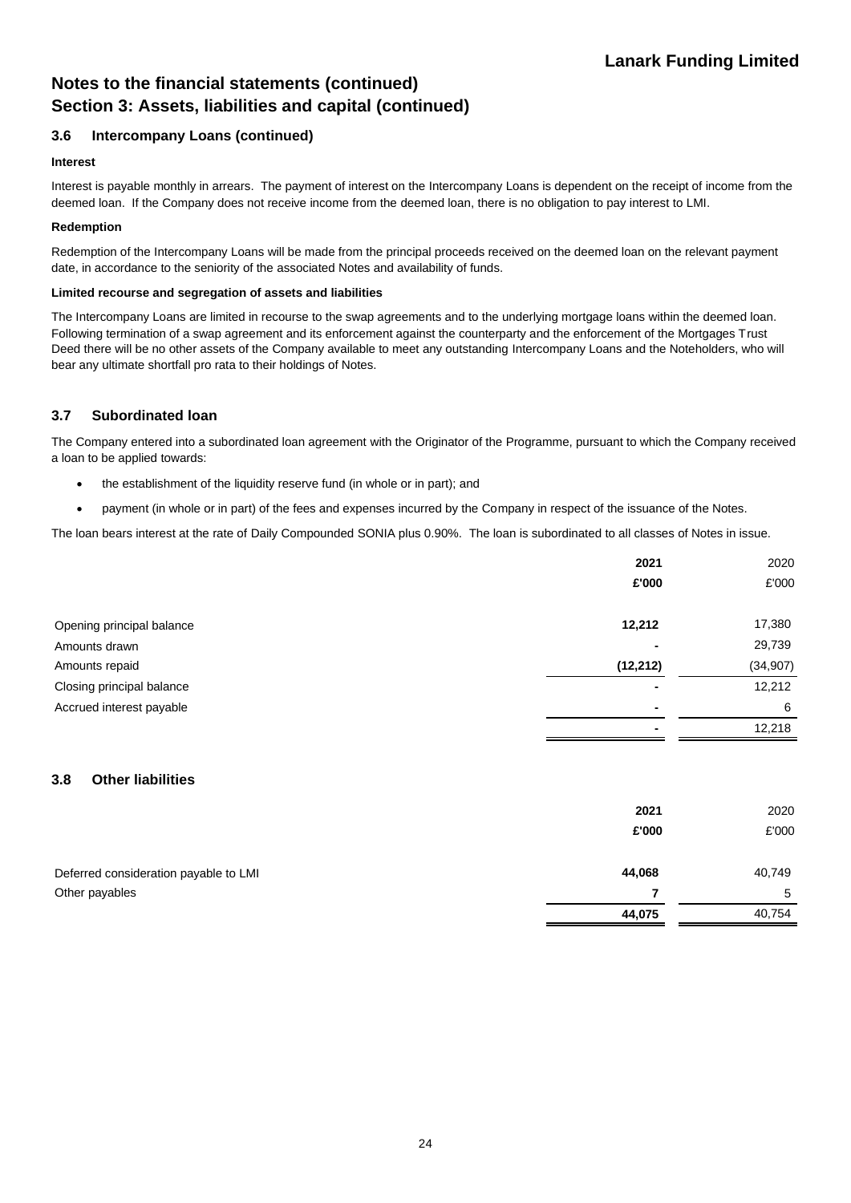# Notes to the financial statements (continued)
# Section 3: Assets, liabilities and capital (continued)

### 3.6 Intercompany Loans (continued)

**Interest**

Interest is payable monthly in arrears. The payment of interest on the Intercompany Loans is dependent on the receipt of income from the deemed loan. If the Company does not receive income from the deemed loan, there is no obligation to pay interest to LMI.

**Redemption**

Redemption of the Intercompany Loans will be made from the principal proceeds received on the deemed loan on the relevant payment date, in accordance to the seniority of the associated Notes and availability of funds.

**Limited recourse and segregation of assets and liabilities**

The Intercompany Loans are limited in recourse to the swap agreements and to the underlying mortgage loans within the deemed loan. Following termination of a swap agreement and its enforcement against the counterparty and the enforcement of the Mortgages Trust Deed there will be no other assets of the Company available to meet any outstanding Intercompany Loans and the Noteholders, who will bear any ultimate shortfall pro rata to their holdings of Notes.

### 3.7 Subordinated loan

The Company entered into a subordinated loan agreement with the Originator of the Programme, pursuant to which the Company received a loan to be applied towards:

- the establishment of the liquidity reserve fund (in whole or in part); and
- payment (in whole or in part) of the fees and expenses incurred by the Company in respect of the issuance of the Notes.

The loan bears interest at the rate of Daily Compounded SONIA plus 0.90%. The loan is subordinated to all classes of Notes in issue.

| | **2021** | 2020 |
|---|---|---|
| | **£'000** | £'000 |
| Opening principal balance | **12,212** | 17,380 |
| Amounts drawn | **-** | 29,739 |
| Amounts repaid | **(12,212)** | (34,907) |
| Closing principal balance | **-** | 12,212 |
| Accrued interest payable | **-** | 6 |
| | **-** | 12,218 |

### 3.8 Other liabilities

| | **2021** | 2020 |
|---|---|---|
| | **£'000** | £'000 |
| Deferred consideration payable to LMI | **44,068** | 40,749 |
| Other payables | **7** | 5 |
| | **44,075** | 40,754 |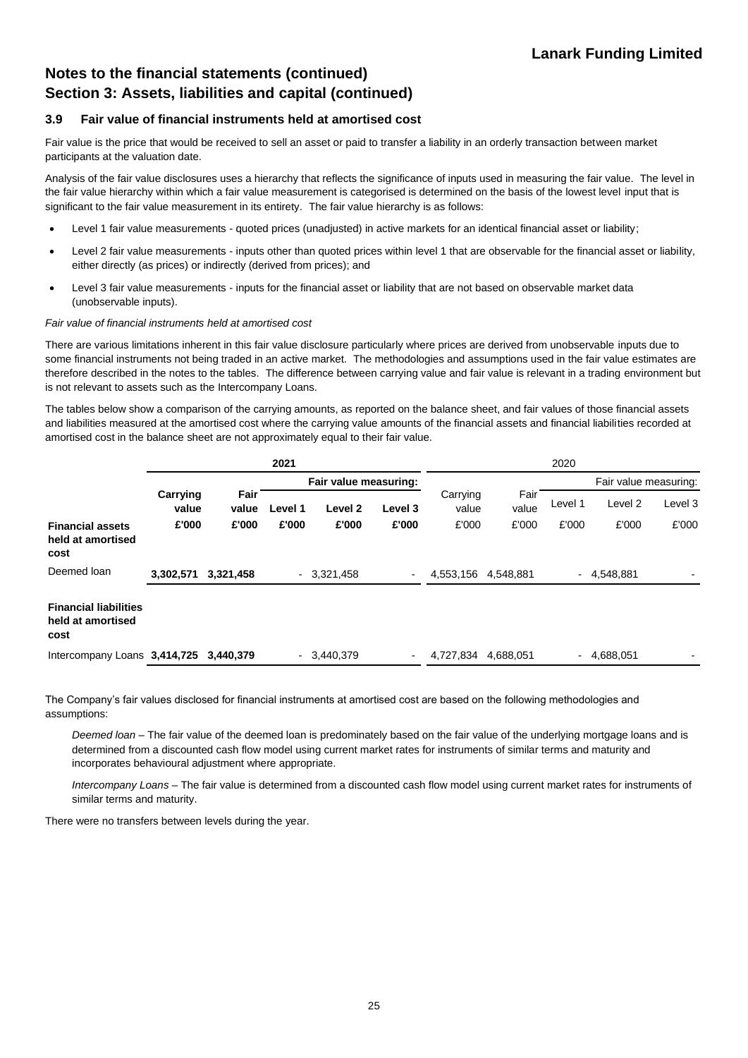## Notes to the financial statements (continued)

## Section 3: Assets, liabilities and capital (continued)

### 3.9 Fair value of financial instruments held at amortised cost

Fair value is the price that would be received to sell an asset or paid to transfer a liability in an orderly transaction between market participants at the valuation date.

Analysis of the fair value disclosures uses a hierarchy that reflects the significance of inputs used in measuring the fair value. The level in the fair value hierarchy within which a fair value measurement is categorised is determined on the basis of the lowest level input that is significant to the fair value measurement in its entirety. The fair value hierarchy is as follows:

- Level 1 fair value measurements - quoted prices (unadjusted) in active markets for an identical financial asset or liability;
- Level 2 fair value measurements - inputs other than quoted prices within level 1 that are observable for the financial asset or liability, either directly (as prices) or indirectly (derived from prices); and
- Level 3 fair value measurements - inputs for the financial asset or liability that are not based on observable market data (unobservable inputs).

*Fair value of financial instruments held at amortised cost*

There are various limitations inherent in this fair value disclosure particularly where prices are derived from unobservable inputs due to some financial instruments not being traded in an active market. The methodologies and assumptions used in the fair value estimates are therefore described in the notes to the tables. The difference between carrying value and fair value is relevant in a trading environment but is not relevant to assets such as the Intercompany Loans.

The tables below show a comparison of the carrying amounts, as reported on the balance sheet, and fair values of those financial assets and liabilities measured at the amortised cost where the carrying value amounts of the financial assets and financial liabilities recorded at amortised cost in the balance sheet are not approximately equal to their fair value.

| | **2021** | | | | | 2020 | | | | |
|---|---|---|---|---|---|---|---|---|---|---|
| | | | **Fair value measuring:** | | | | | Fair value measuring: | | |
| | **Carrying value** | **Fair value** | **Level 1** | **Level 2** | **Level 3** | Carrying value | Fair value | Level 1 | Level 2 | Level 3 |
| **Financial assets held at amortised cost** | **£'000** | **£'000** | **£'000** | **£'000** | **£'000** | £'000 | £'000 | £'000 | £'000 | £'000 |
| Deemed loan | **3,302,571** | **3,321,458** | **-** | **3,321,458** | **-** | 4,553,156 | 4,548,881 | - | 4,548,881 | - |
| **Financial liabilities held at amortised cost** | | | | | | | | | | |
| Intercompany Loans | **3,414,725** | **3,440,379** | **-** | **3,440,379** | **-** | 4,727,834 | 4,688,051 | - | 4,688,051 | - |

The Company's fair values disclosed for financial instruments at amortised cost are based on the following methodologies and assumptions:

*Deemed loan* – The fair value of the deemed loan is predominately based on the fair value of the underlying mortgage loans and is determined from a discounted cash flow model using current market rates for instruments of similar terms and maturity and incorporates behavioural adjustment where appropriate.

*Intercompany Loans* – The fair value is determined from a discounted cash flow model using current market rates for instruments of similar terms and maturity.

There were no transfers between levels during the year.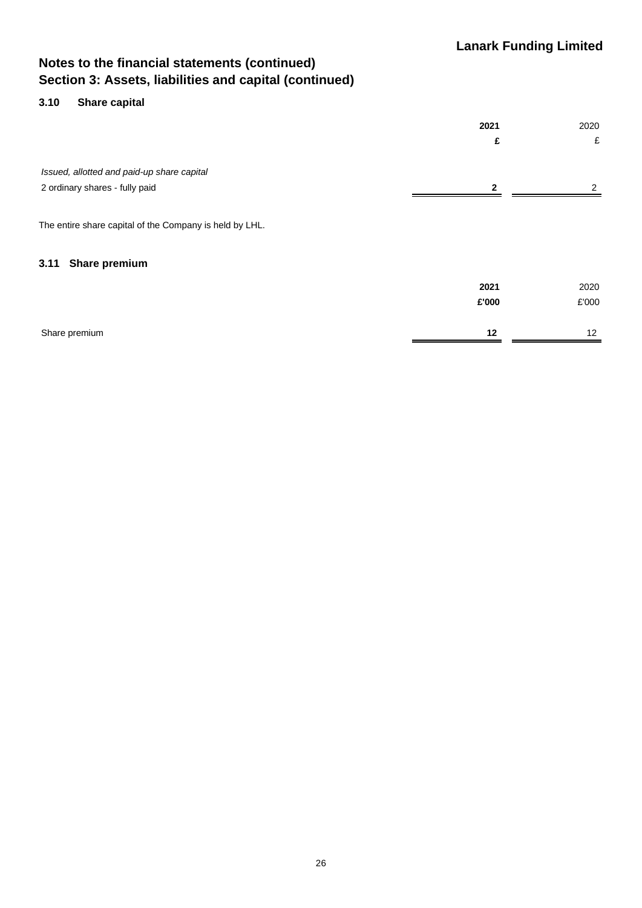## Notes to the financial statements (continued)
## Section 3: Assets, liabilities and capital (continued)

### 3.10 Share capital

| | **2021** | 2020 |
|---|---|---|
| | **£** | £ |
| *Issued, allotted and paid-up share capital* | | |
| 2 ordinary shares - fully paid | **2** | 2 |

The entire share capital of the Company is held by LHL.

### 3.11 Share premium

| | **2021** | 2020 |
|---|---|---|
| | **£'000** | £'000 |
| Share premium | **12** | 12 |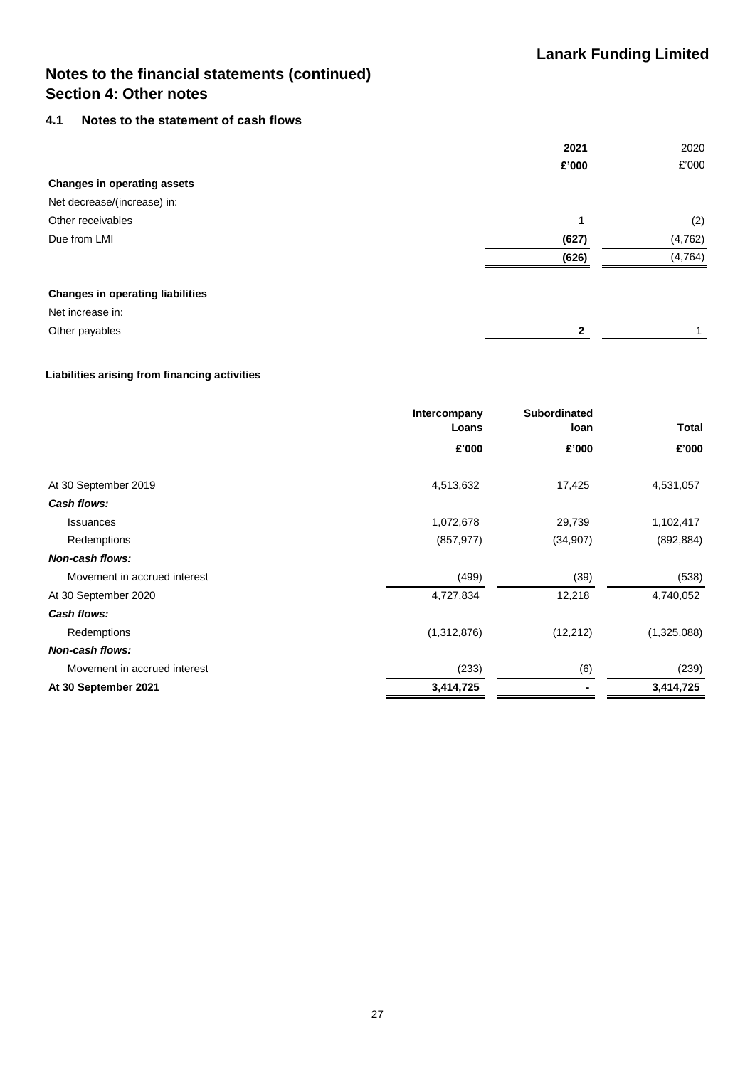# Notes to the financial statements (continued)
## Section 4: Other notes

### 4.1 Notes to the statement of cash flows

| | 2021 £'000 | 2020 £'000 |
|---|---|---|
| **Changes in operating assets** | | |
| Net decrease/(increase) in: | | |
| Other receivables | **1** | (2) |
| Due from LMI | **(627)** | (4,762) |
| | **(626)** | (4,764) |
| **Changes in operating liabilities** | | |
| Net increase in: | | |
| Other payables | **2** | 1 |

**Liabilities arising from financing activities**

| | Intercompany Loans £'000 | Subordinated loan £'000 | Total £'000 |
|---|---|---|---|
| At 30 September 2019 | 4,513,632 | 17,425 | 4,531,057 |
| ***Cash flows:*** | | | |
| Issuances | 1,072,678 | 29,739 | 1,102,417 |
| Redemptions | (857,977) | (34,907) | (892,884) |
| ***Non-cash flows:*** | | | |
| Movement in accrued interest | (499) | (39) | (538) |
| At 30 September 2020 | 4,727,834 | 12,218 | 4,740,052 |
| ***Cash flows:*** | | | |
| Redemptions | (1,312,876) | (12,212) | (1,325,088) |
| ***Non-cash flows:*** | | | |
| Movement in accrued interest | (233) | (6) | (239) |
| **At 30 September 2021** | **3,414,725** | **-** | **3,414,725** |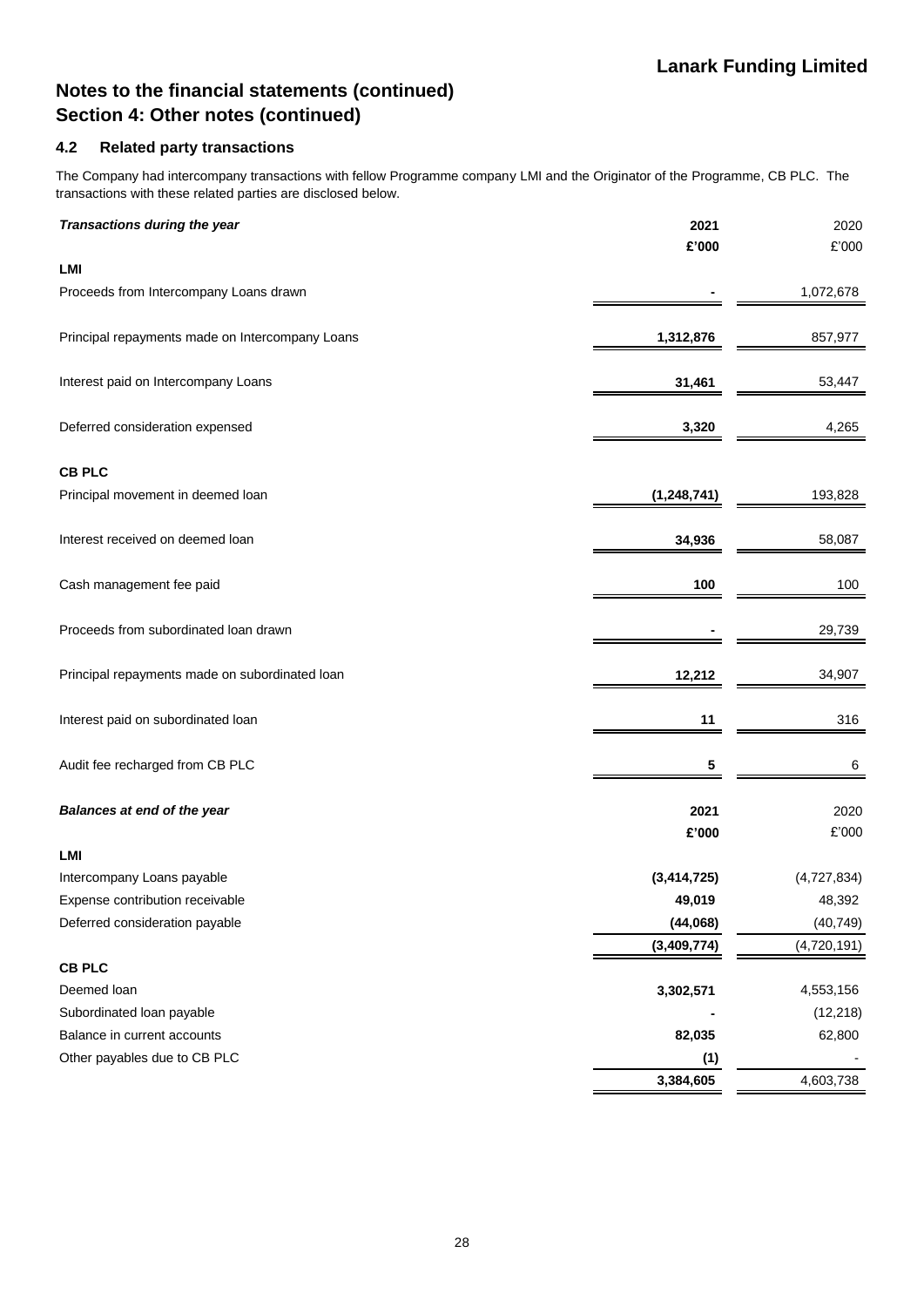# Notes to the financial statements (continued)
## Section 4: Other notes (continued)

### 4.2 Related party transactions

The Company had intercompany transactions with fellow Programme company LMI and the Originator of the Programme, CB PLC. The transactions with these related parties are disclosed below.

| ***Transactions during the year*** | **2021** | 2020 |
|---|---|---|
| | **£'000** | £'000 |
| **LMI** | | |
| Proceeds from Intercompany Loans drawn | **-** | 1,072,678 |
| Principal repayments made on Intercompany Loans | **1,312,876** | 857,977 |
| Interest paid on Intercompany Loans | **31,461** | 53,447 |
| Deferred consideration expensed | **3,320** | 4,265 |
| **CB PLC** | | |
| Principal movement in deemed loan | **(1,248,741)** | 193,828 |
| Interest received on deemed loan | **34,936** | 58,087 |
| Cash management fee paid | **100** | 100 |
| Proceeds from subordinated loan drawn | **-** | 29,739 |
| Principal repayments made on subordinated loan | **12,212** | 34,907 |
| Interest paid on subordinated loan | **11** | 316 |
| Audit fee recharged from CB PLC | **5** | 6 |

| ***Balances at end of the year*** | **2021** | 2020 |
|---|---|---|
| | **£'000** | £'000 |
| **LMI** | | |
| Intercompany Loans payable | **(3,414,725)** | (4,727,834) |
| Expense contribution receivable | **49,019** | 48,392 |
| Deferred consideration payable | **(44,068)** | (40,749) |
| | **(3,409,774)** | (4,720,191) |
| **CB PLC** | | |
| Deemed loan | **3,302,571** | 4,553,156 |
| Subordinated loan payable | **-** | (12,218) |
| Balance in current accounts | **82,035** | 62,800 |
| Other payables due to CB PLC | **(1)** | - |
| | **3,384,605** | 4,603,738 |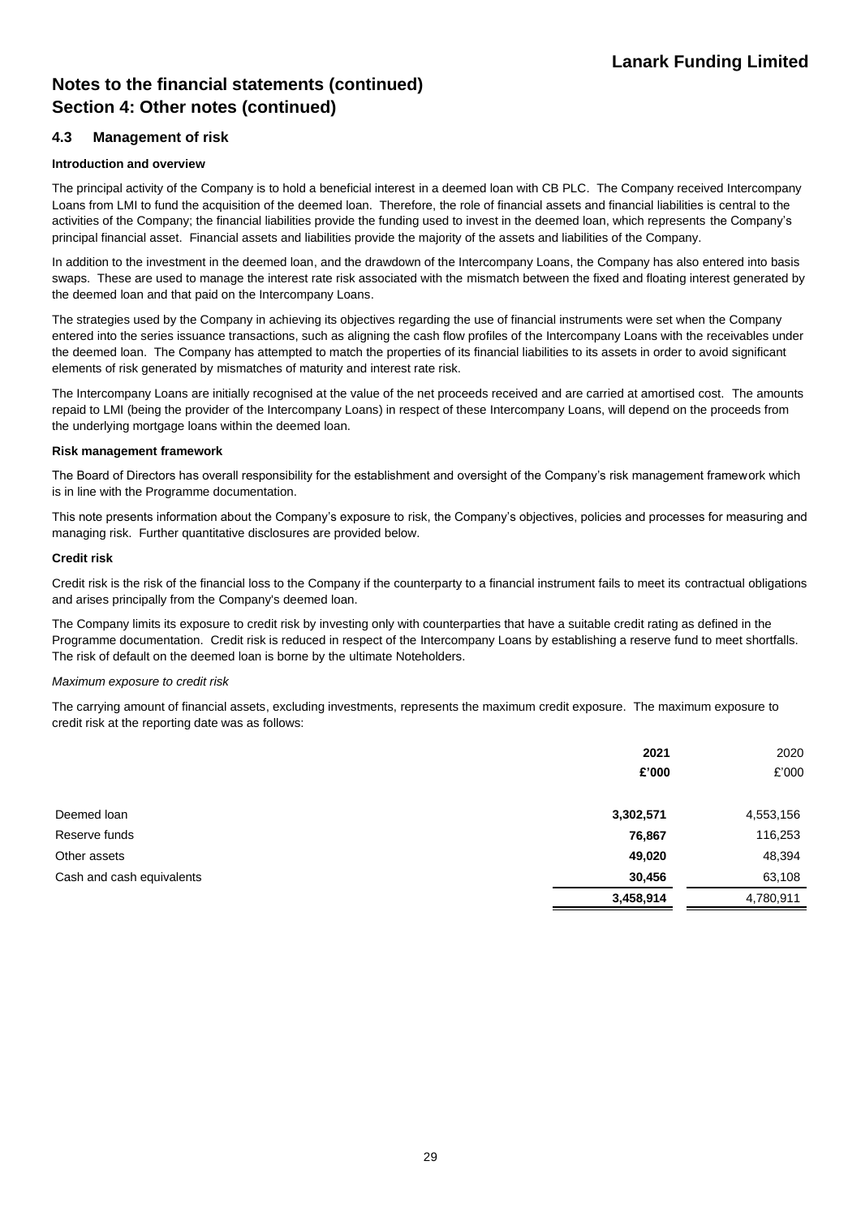# Notes to the financial statements (continued)
## Section 4: Other notes (continued)

### 4.3 Management of risk

**Introduction and overview**

The principal activity of the Company is to hold a beneficial interest in a deemed loan with CB PLC. The Company received Intercompany Loans from LMI to fund the acquisition of the deemed loan. Therefore, the role of financial assets and financial liabilities is central to the activities of the Company; the financial liabilities provide the funding used to invest in the deemed loan, which represents the Company's principal financial asset. Financial assets and liabilities provide the majority of the assets and liabilities of the Company.

In addition to the investment in the deemed loan, and the drawdown of the Intercompany Loans, the Company has also entered into basis swaps. These are used to manage the interest rate risk associated with the mismatch between the fixed and floating interest generated by the deemed loan and that paid on the Intercompany Loans.

The strategies used by the Company in achieving its objectives regarding the use of financial instruments were set when the Company entered into the series issuance transactions, such as aligning the cash flow profiles of the Intercompany Loans with the receivables under the deemed loan. The Company has attempted to match the properties of its financial liabilities to its assets in order to avoid significant elements of risk generated by mismatches of maturity and interest rate risk.

The Intercompany Loans are initially recognised at the value of the net proceeds received and are carried at amortised cost. The amounts repaid to LMI (being the provider of the Intercompany Loans) in respect of these Intercompany Loans, will depend on the proceeds from the underlying mortgage loans within the deemed loan.

**Risk management framework**

The Board of Directors has overall responsibility for the establishment and oversight of the Company's risk management framework which is in line with the Programme documentation.

This note presents information about the Company's exposure to risk, the Company's objectives, policies and processes for measuring and managing risk. Further quantitative disclosures are provided below.

**Credit risk**

Credit risk is the risk of the financial loss to the Company if the counterparty to a financial instrument fails to meet its contractual obligations and arises principally from the Company's deemed loan.

The Company limits its exposure to credit risk by investing only with counterparties that have a suitable credit rating as defined in the Programme documentation. Credit risk is reduced in respect of the Intercompany Loans by establishing a reserve fund to meet shortfalls. The risk of default on the deemed loan is borne by the ultimate Noteholders.

*Maximum exposure to credit risk*

The carrying amount of financial assets, excluding investments, represents the maximum credit exposure. The maximum exposure to credit risk at the reporting date was as follows:

| | **2021** | 2020 |
|---|---|---|
| | **£'000** | £'000 |
| Deemed loan | **3,302,571** | 4,553,156 |
| Reserve funds | **76,867** | 116,253 |
| Other assets | **49,020** | 48,394 |
| Cash and cash equivalents | **30,456** | 63,108 |
| | **3,458,914** | 4,780,911 |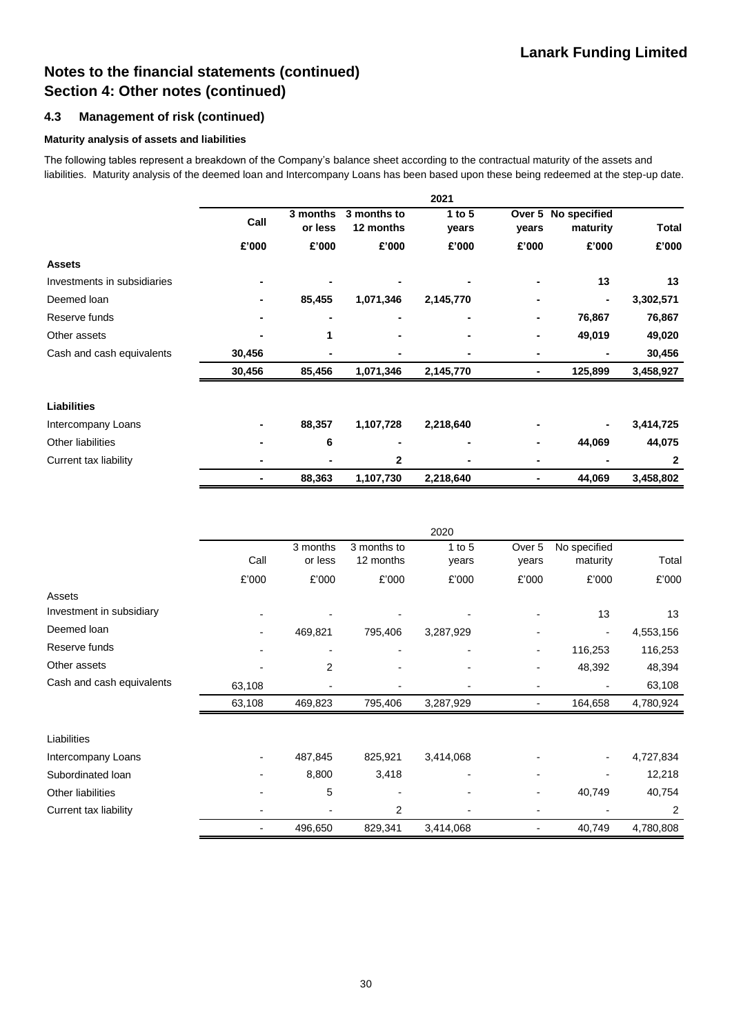# Notes to the financial statements (continued)
## Section 4: Other notes (continued)

### 4.3 Management of risk (continued)

**Maturity analysis of assets and liabilities**

The following tables represent a breakdown of the Company's balance sheet according to the contractual maturity of the assets and liabilities. Maturity analysis of the deemed loan and Intercompany Loans has been based upon these being redeemed at the step-up date.

| | 2021 | | | | | | |
|---|---|---|---|---|---|---|---|
| | **Call** | **3 months or less** | **3 months to 12 months** | **1 to 5 years** | **Over 5 years** | **No specified maturity** | **Total** |
| | **£'000** | **£'000** | **£'000** | **£'000** | **£'000** | **£'000** | **£'000** |
| **Assets** | | | | | | | |
| Investments in subsidiaries | **-** | **-** | **-** | **-** | **-** | **13** | **13** |
| Deemed loan | **-** | **85,455** | **1,071,346** | **2,145,770** | **-** | **-** | **3,302,571** |
| Reserve funds | **-** | **-** | **-** | **-** | **-** | **76,867** | **76,867** |
| Other assets | **-** | **1** | **-** | **-** | **-** | **49,019** | **49,020** |
| Cash and cash equivalents | **30,456** | **-** | **-** | **-** | **-** | **-** | **30,456** |
| | **30,456** | **85,456** | **1,071,346** | **2,145,770** | **-** | **125,899** | **3,458,927** |
| **Liabilities** | | | | | | | |
| Intercompany Loans | **-** | **88,357** | **1,107,728** | **2,218,640** | **-** | **-** | **3,414,725** |
| Other liabilities | **-** | **6** | **-** | **-** | **-** | **44,069** | **44,075** |
| Current tax liability | **-** | **-** | **2** | **-** | **-** | **-** | **2** |
| | **-** | **88,363** | **1,107,730** | **2,218,640** | **-** | **44,069** | **3,458,802** |

| | 2020 | | | | | | |
|---|---|---|---|---|---|---|---|
| | Call | 3 months or less | 3 months to 12 months | 1 to 5 years | Over 5 years | No specified maturity | Total |
| | £'000 | £'000 | £'000 | £'000 | £'000 | £'000 | £'000 |
| Assets | | | | | | | |
| Investment in subsidiary | - | - | - | - | - | 13 | 13 |
| Deemed loan | - | 469,821 | 795,406 | 3,287,929 | - | - | 4,553,156 |
| Reserve funds | - | - | - | - | - | 116,253 | 116,253 |
| Other assets | - | 2 | - | - | - | 48,392 | 48,394 |
| Cash and cash equivalents | 63,108 | - | - | - | - | - | 63,108 |
| | 63,108 | 469,823 | 795,406 | 3,287,929 | - | 164,658 | 4,780,924 |
| Liabilities | | | | | | | |
| Intercompany Loans | - | 487,845 | 825,921 | 3,414,068 | - | - | 4,727,834 |
| Subordinated loan | - | 8,800 | 3,418 | - | - | - | 12,218 |
| Other liabilities | - | 5 | - | - | - | 40,749 | 40,754 |
| Current tax liability | - | - | 2 | - | - | - | 2 |
| | - | 496,650 | 829,341 | 3,414,068 | - | 40,749 | 4,780,808 |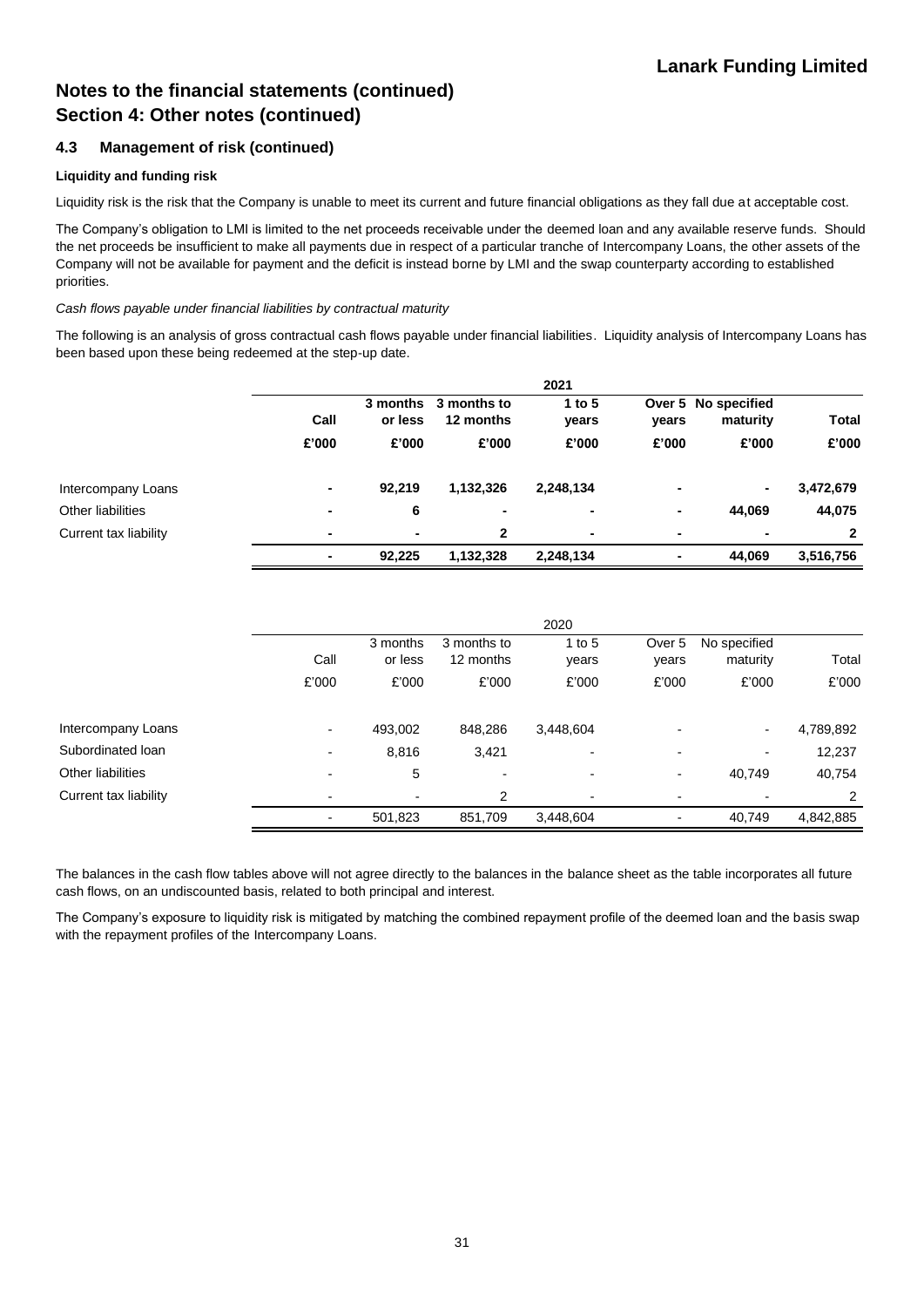# Notes to the financial statements (continued)

# Section 4: Other notes (continued)

## 4.3 Management of risk (continued)

**Liquidity and funding risk**

Liquidity risk is the risk that the Company is unable to meet its current and future financial obligations as they fall due at acceptable cost.

The Company's obligation to LMI is limited to the net proceeds receivable under the deemed loan and any available reserve funds. Should the net proceeds be insufficient to make all payments due in respect of a particular tranche of Intercompany Loans, the other assets of the Company will not be available for payment and the deficit is instead borne by LMI and the swap counterparty according to established priorities.

*Cash flows payable under financial liabilities by contractual maturity*

The following is an analysis of gross contractual cash flows payable under financial liabilities. Liquidity analysis of Intercompany Loans has been based upon these being redeemed at the step-up date.

| **2021** | **Call** | **3 months or less** | **3 months to 12 months** | **1 to 5 years** | **Over 5 years** | **No specified maturity** | **Total** |
|---|---|---|---|---|---|---|---|
| | **£'000** | **£'000** | **£'000** | **£'000** | **£'000** | **£'000** | **£'000** |
| Intercompany Loans | **-** | **92,219** | **1,132,326** | **2,248,134** | **-** | **-** | **3,472,679** |
| Other liabilities | **-** | **6** | **-** | **-** | **-** | **44,069** | **44,075** |
| Current tax liability | **-** | **-** | **2** | **-** | **-** | **-** | **2** |
| | **-** | **92,225** | **1,132,328** | **2,248,134** | **-** | **44,069** | **3,516,756** |

| 2020 | Call | 3 months or less | 3 months to 12 months | 1 to 5 years | Over 5 years | No specified maturity | Total |
|---|---|---|---|---|---|---|---|
| | £'000 | £'000 | £'000 | £'000 | £'000 | £'000 | £'000 |
| Intercompany Loans | - | 493,002 | 848,286 | 3,448,604 | - | - | 4,789,892 |
| Subordinated loan | - | 8,816 | 3,421 | - | - | - | 12,237 |
| Other liabilities | - | 5 | - | - | - | 40,749 | 40,754 |
| Current tax liability | - | - | 2 | - | - | - | 2 |
| | - | 501,823 | 851,709 | 3,448,604 | - | 40,749 | 4,842,885 |

The balances in the cash flow tables above will not agree directly to the balances in the balance sheet as the table incorporates all future cash flows, on an undiscounted basis, related to both principal and interest.

The Company's exposure to liquidity risk is mitigated by matching the combined repayment profile of the deemed loan and the basis swap with the repayment profiles of the Intercompany Loans.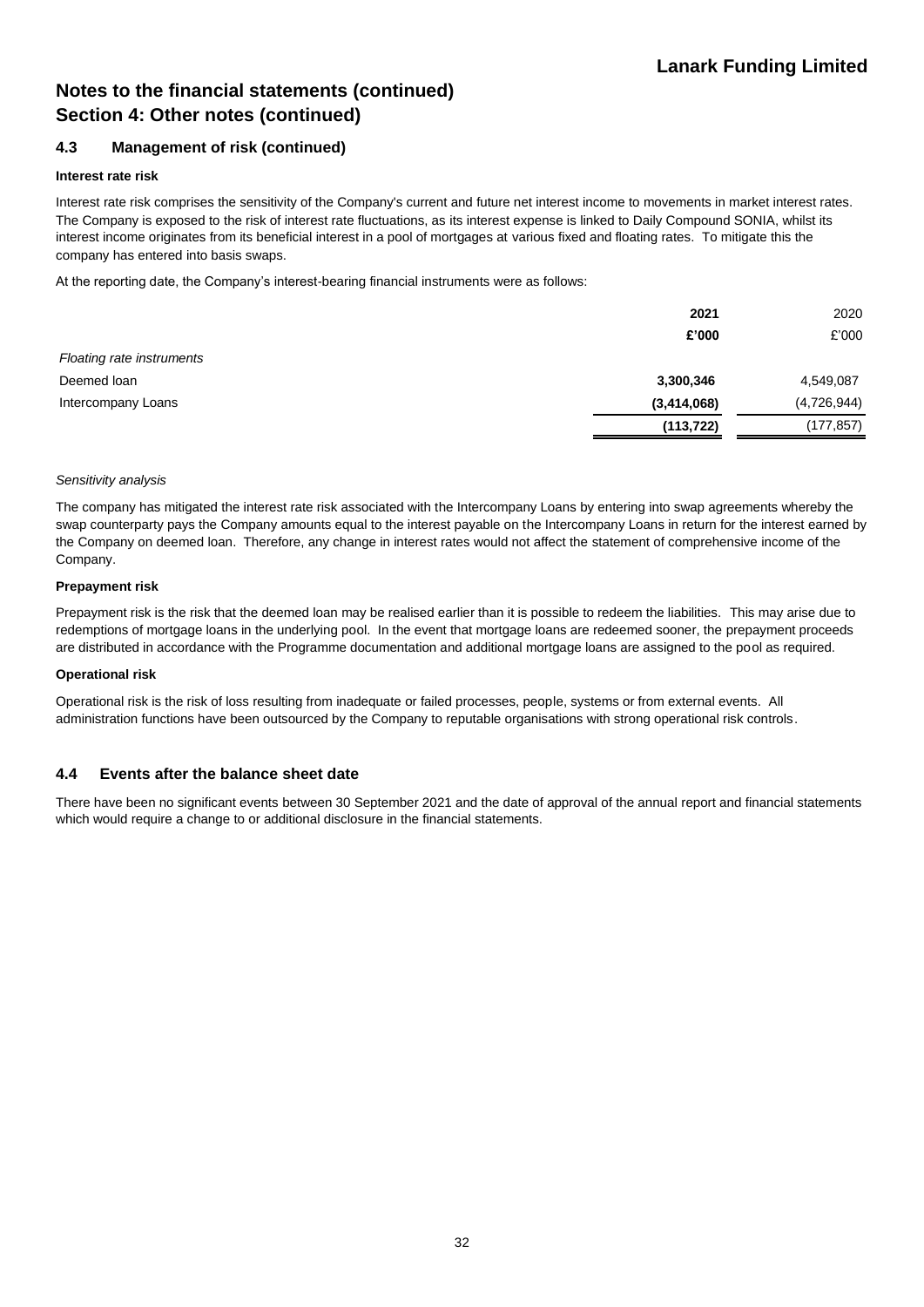# Notes to the financial statements (continued)
## Section 4: Other notes (continued)

### 4.3 Management of risk (continued)

**Interest rate risk**

Interest rate risk comprises the sensitivity of the Company's current and future net interest income to movements in market interest rates. The Company is exposed to the risk of interest rate fluctuations, as its interest expense is linked to Daily Compound SONIA, whilst its interest income originates from its beneficial interest in a pool of mortgages at various fixed and floating rates. To mitigate this the company has entered into basis swaps.

At the reporting date, the Company's interest-bearing financial instruments were as follows:

| | **2021** | 2020 |
|---|---|---|
| | **£'000** | £'000 |
| *Floating rate instruments* | | |
| Deemed loan | **3,300,346** | 4,549,087 |
| Intercompany Loans | **(3,414,068)** | (4,726,944) |
| | **(113,722)** | (177,857) |

*Sensitivity analysis*

The company has mitigated the interest rate risk associated with the Intercompany Loans by entering into swap agreements whereby the swap counterparty pays the Company amounts equal to the interest payable on the Intercompany Loans in return for the interest earned by the Company on deemed loan. Therefore, any change in interest rates would not affect the statement of comprehensive income of the Company.

**Prepayment risk**

Prepayment risk is the risk that the deemed loan may be realised earlier than it is possible to redeem the liabilities. This may arise due to redemptions of mortgage loans in the underlying pool. In the event that mortgage loans are redeemed sooner, the prepayment proceeds are distributed in accordance with the Programme documentation and additional mortgage loans are assigned to the pool as required.

**Operational risk**

Operational risk is the risk of loss resulting from inadequate or failed processes, people, systems or from external events. All administration functions have been outsourced by the Company to reputable organisations with strong operational risk controls.

### 4.4 Events after the balance sheet date

There have been no significant events between 30 September 2021 and the date of approval of the annual report and financial statements which would require a change to or additional disclosure in the financial statements.